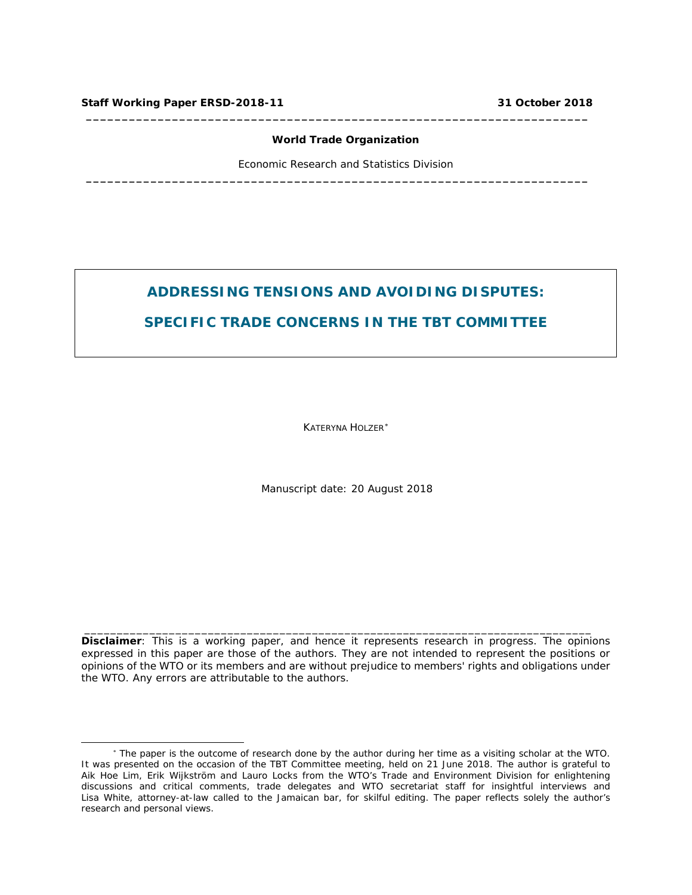**Staff Working Paper ERSD-2018-11** **31 October 2018**

---

**World Trade Organization**

Economic Research and Statistics Division

---

# ADDRESSING TENSIONS AND AVOIDING DISPUTES: SPECIFIC TRADE CONCERNS IN THE TBT COMMITTEE

KATERYNA HOLZER*

Manuscript date: 20 August 2018

---

**Disclaimer**: This is a working paper, and hence it represents research in progress. The opinions expressed in this paper are those of the authors. They are not intended to represent the positions or opinions of the WTO or its members and are without prejudice to members' rights and obligations under the WTO. Any errors are attributable to the authors.

---

* The paper is the outcome of research done by the author during her time as a visiting scholar at the WTO. It was presented on the occasion of the TBT Committee meeting, held on 21 June 2018. The author is grateful to Aik Hoe Lim, Erik Wijkström and Lauro Locks from the WTO's Trade and Environment Division for enlightening discussions and critical comments, trade delegates and WTO secretariat staff for insightful interviews and Lisa White, attorney-at-law called to the Jamaican bar, for skilful editing. The paper reflects solely the author's research and personal views.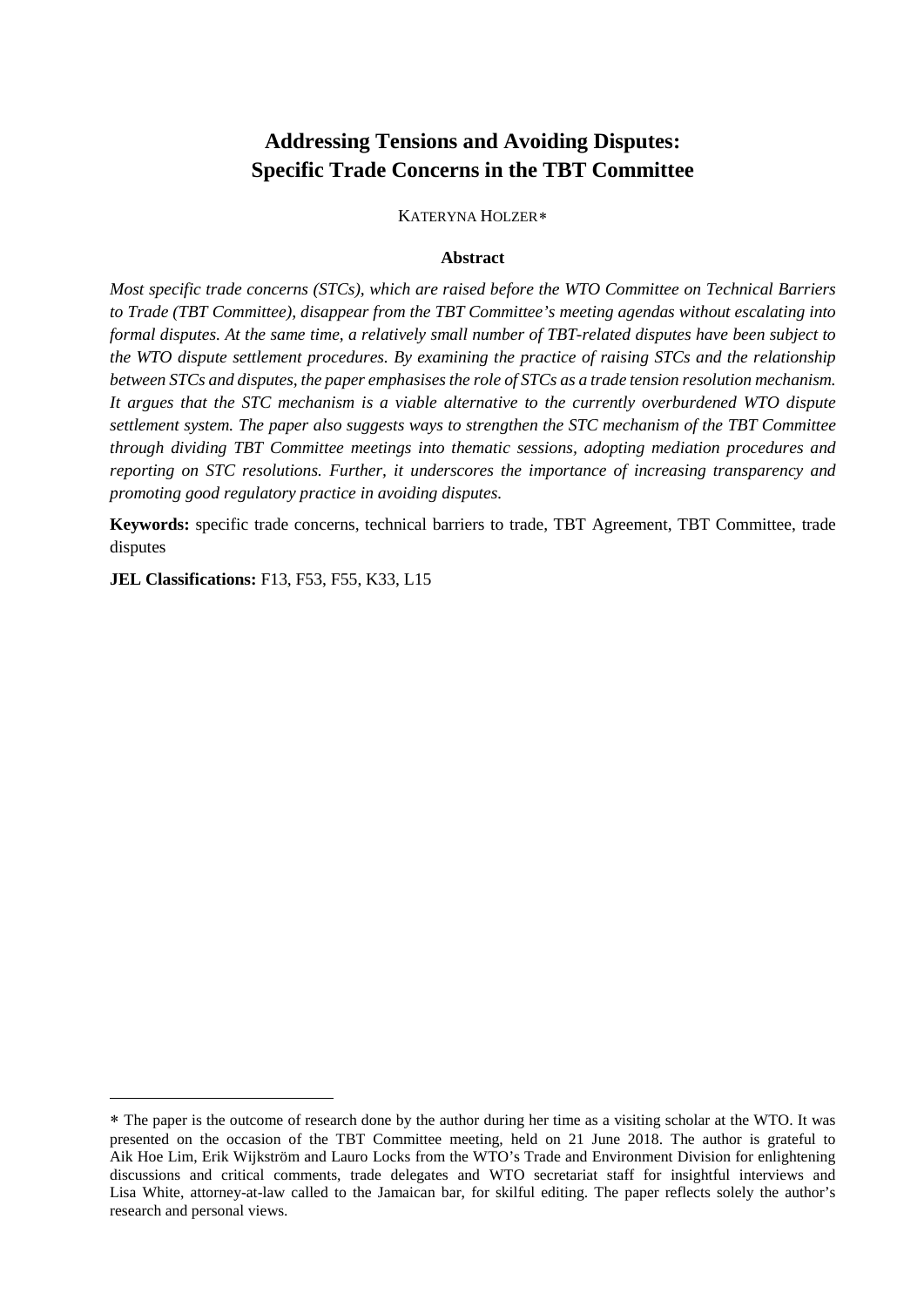# Addressing Tensions and Avoiding Disputes: Specific Trade Concerns in the TBT Committee

KATERYNA HOLZER*

**Abstract**

*Most specific trade concerns (STCs), which are raised before the WTO Committee on Technical Barriers to Trade (TBT Committee), disappear from the TBT Committee's meeting agendas without escalating into formal disputes. At the same time, a relatively small number of TBT-related disputes have been subject to the WTO dispute settlement procedures. By examining the practice of raising STCs and the relationship between STCs and disputes, the paper emphasises the role of STCs as a trade tension resolution mechanism. It argues that the STC mechanism is a viable alternative to the currently overburdened WTO dispute settlement system. The paper also suggests ways to strengthen the STC mechanism of the TBT Committee through dividing TBT Committee meetings into thematic sessions, adopting mediation procedures and reporting on STC resolutions. Further, it underscores the importance of increasing transparency and promoting good regulatory practice in avoiding disputes.*

**Keywords:** specific trade concerns, technical barriers to trade, TBT Agreement, TBT Committee, trade disputes

**JEL Classifications:** F13, F53, F55, K33, L15

---

* The paper is the outcome of research done by the author during her time as a visiting scholar at the WTO. It was presented on the occasion of the TBT Committee meeting, held on 21 June 2018. The author is grateful to Aik Hoe Lim, Erik Wijkström and Lauro Locks from the WTO's Trade and Environment Division for enlightening discussions and critical comments, trade delegates and WTO secretariat staff for insightful interviews and Lisa White, attorney-at-law called to the Jamaican bar, for skilful editing. The paper reflects solely the author's research and personal views.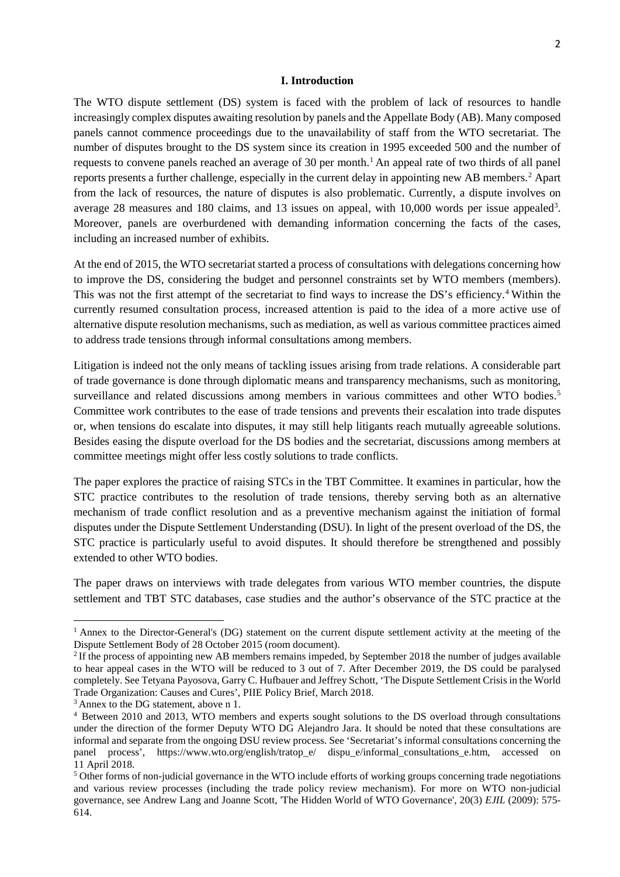## I. Introduction

The WTO dispute settlement (DS) system is faced with the problem of lack of resources to handle increasingly complex disputes awaiting resolution by panels and the Appellate Body (AB). Many composed panels cannot commence proceedings due to the unavailability of staff from the WTO secretariat. The number of disputes brought to the DS system since its creation in 1995 exceeded 500 and the number of requests to convene panels reached an average of 30 per month.[1] An appeal rate of two thirds of all panel reports presents a further challenge, especially in the current delay in appointing new AB members.[2] Apart from the lack of resources, the nature of disputes is also problematic. Currently, a dispute involves on average 28 measures and 180 claims, and 13 issues on appeal, with 10,000 words per issue appealed[3]. Moreover, panels are overburdened with demanding information concerning the facts of the cases, including an increased number of exhibits.

At the end of 2015, the WTO secretariat started a process of consultations with delegations concerning how to improve the DS, considering the budget and personnel constraints set by WTO members (members). This was not the first attempt of the secretariat to find ways to increase the DS's efficiency.[4] Within the currently resumed consultation process, increased attention is paid to the idea of a more active use of alternative dispute resolution mechanisms, such as mediation, as well as various committee practices aimed to address trade tensions through informal consultations among members.

Litigation is indeed not the only means of tackling issues arising from trade relations. A considerable part of trade governance is done through diplomatic means and transparency mechanisms, such as monitoring, surveillance and related discussions among members in various committees and other WTO bodies.[5] Committee work contributes to the ease of trade tensions and prevents their escalation into trade disputes or, when tensions do escalate into disputes, it may still help litigants reach mutually agreeable solutions. Besides easing the dispute overload for the DS bodies and the secretariat, discussions among members at committee meetings might offer less costly solutions to trade conflicts.

The paper explores the practice of raising STCs in the TBT Committee. It examines in particular, how the STC practice contributes to the resolution of trade tensions, thereby serving both as an alternative mechanism of trade conflict resolution and as a preventive mechanism against the initiation of formal disputes under the Dispute Settlement Understanding (DSU). In light of the present overload of the DS, the STC practice is particularly useful to avoid disputes. It should therefore be strengthened and possibly extended to other WTO bodies.

The paper draws on interviews with trade delegates from various WTO member countries, the dispute settlement and TBT STC databases, case studies and the author's observance of the STC practice at the

---

[1] Annex to the Director-General's (DG) statement on the current dispute settlement activity at the meeting of the Dispute Settlement Body of 28 October 2015 (room document).

[2] If the process of appointing new AB members remains impeded, by September 2018 the number of judges available to hear appeal cases in the WTO will be reduced to 3 out of 7. After December 2019, the DS could be paralysed completely. See Tetyana Payosova, Garry C. Hufbauer and Jeffrey Schott, 'The Dispute Settlement Crisis in the World Trade Organization: Causes and Cures', PIIE Policy Brief, March 2018.

[3] Annex to the DG statement, above n 1.

[4] Between 2010 and 2013, WTO members and experts sought solutions to the DS overload through consultations under the direction of the former Deputy WTO DG Alejandro Jara. It should be noted that these consultations are informal and separate from the ongoing DSU review process. See 'Secretariat's informal consultations concerning the panel process', https://www.wto.org/english/tratop_e/ dispu_e/informal_consultations_e.htm, accessed on 11 April 2018.

[5] Other forms of non-judicial governance in the WTO include efforts of working groups concerning trade negotiations and various review processes (including the trade policy review mechanism). For more on WTO non-judicial governance, see Andrew Lang and Joanne Scott, 'The Hidden World of WTO Governance', 20(3) *EJIL* (2009): 575-614.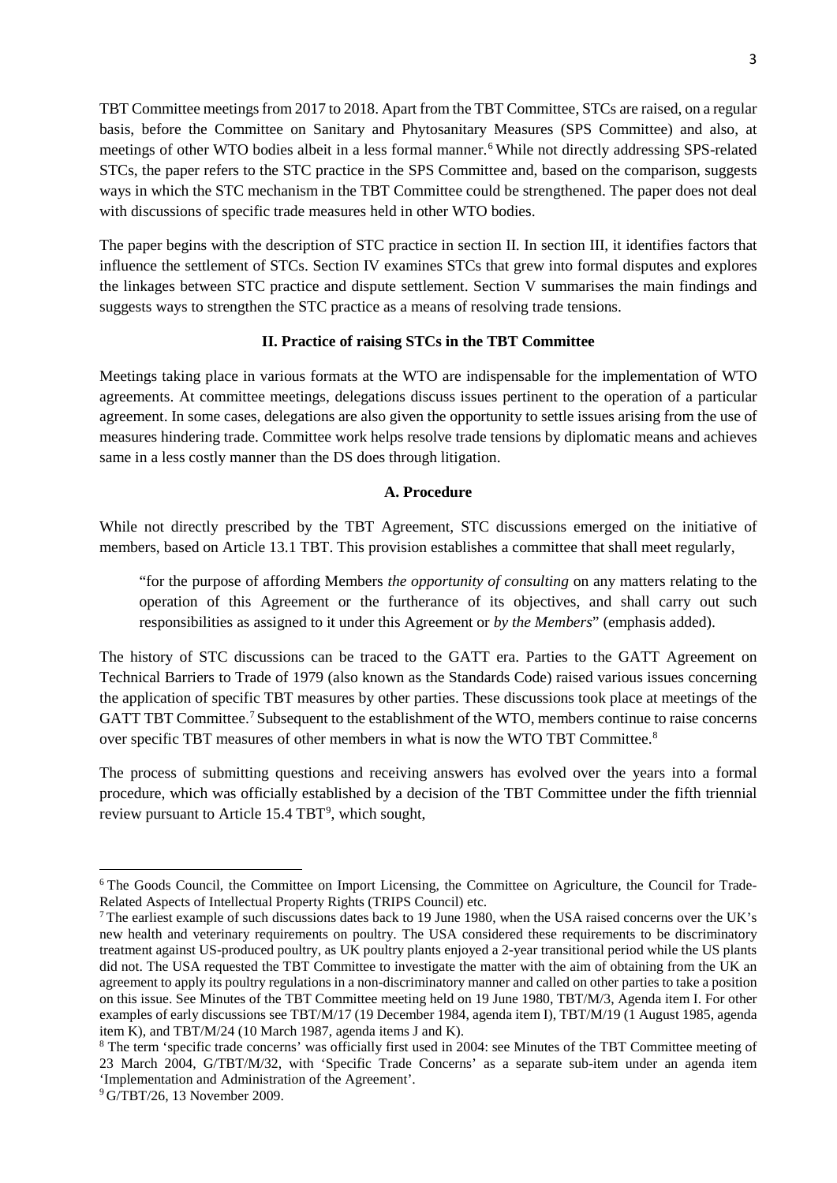TBT Committee meetings from 2017 to 2018. Apart from the TBT Committee, STCs are raised, on a regular basis, before the Committee on Sanitary and Phytosanitary Measures (SPS Committee) and also, at meetings of other WTO bodies albeit in a less formal manner.[6] While not directly addressing SPS-related STCs, the paper refers to the STC practice in the SPS Committee and, based on the comparison, suggests ways in which the STC mechanism in the TBT Committee could be strengthened. The paper does not deal with discussions of specific trade measures held in other WTO bodies.

The paper begins with the description of STC practice in section II. In section III, it identifies factors that influence the settlement of STCs. Section IV examines STCs that grew into formal disputes and explores the linkages between STC practice and dispute settlement. Section V summarises the main findings and suggests ways to strengthen the STC practice as a means of resolving trade tensions.

## II. Practice of raising STCs in the TBT Committee

Meetings taking place in various formats at the WTO are indispensable for the implementation of WTO agreements. At committee meetings, delegations discuss issues pertinent to the operation of a particular agreement. In some cases, delegations are also given the opportunity to settle issues arising from the use of measures hindering trade. Committee work helps resolve trade tensions by diplomatic means and achieves same in a less costly manner than the DS does through litigation.

### A. Procedure

While not directly prescribed by the TBT Agreement, STC discussions emerged on the initiative of members, based on Article 13.1 TBT. This provision establishes a committee that shall meet regularly,

> "for the purpose of affording Members *the opportunity of consulting* on any matters relating to the operation of this Agreement or the furtherance of its objectives, and shall carry out such responsibilities as assigned to it under this Agreement or *by the Members*" (emphasis added).

The history of STC discussions can be traced to the GATT era. Parties to the GATT Agreement on Technical Barriers to Trade of 1979 (also known as the Standards Code) raised various issues concerning the application of specific TBT measures by other parties. These discussions took place at meetings of the GATT TBT Committee.[7] Subsequent to the establishment of the WTO, members continue to raise concerns over specific TBT measures of other members in what is now the WTO TBT Committee.[8]

The process of submitting questions and receiving answers has evolved over the years into a formal procedure, which was officially established by a decision of the TBT Committee under the fifth triennial review pursuant to Article 15.4 TBT[9], which sought,

---

[6] The Goods Council, the Committee on Import Licensing, the Committee on Agriculture, the Council for Trade-Related Aspects of Intellectual Property Rights (TRIPS Council) etc.

[7] The earliest example of such discussions dates back to 19 June 1980, when the USA raised concerns over the UK's new health and veterinary requirements on poultry. The USA considered these requirements to be discriminatory treatment against US-produced poultry, as UK poultry plants enjoyed a 2-year transitional period while the US plants did not. The USA requested the TBT Committee to investigate the matter with the aim of obtaining from the UK an agreement to apply its poultry regulations in a non-discriminatory manner and called on other parties to take a position on this issue. See Minutes of the TBT Committee meeting held on 19 June 1980, TBT/M/3, Agenda item I. For other examples of early discussions see TBT/M/17 (19 December 1984, agenda item I), TBT/M/19 (1 August 1985, agenda item K), and TBT/M/24 (10 March 1987, agenda items J and K).

[8] The term 'specific trade concerns' was officially first used in 2004: see Minutes of the TBT Committee meeting of 23 March 2004, G/TBT/M/32, with 'Specific Trade Concerns' as a separate sub-item under an agenda item 'Implementation and Administration of the Agreement'.

[9] G/TBT/26, 13 November 2009.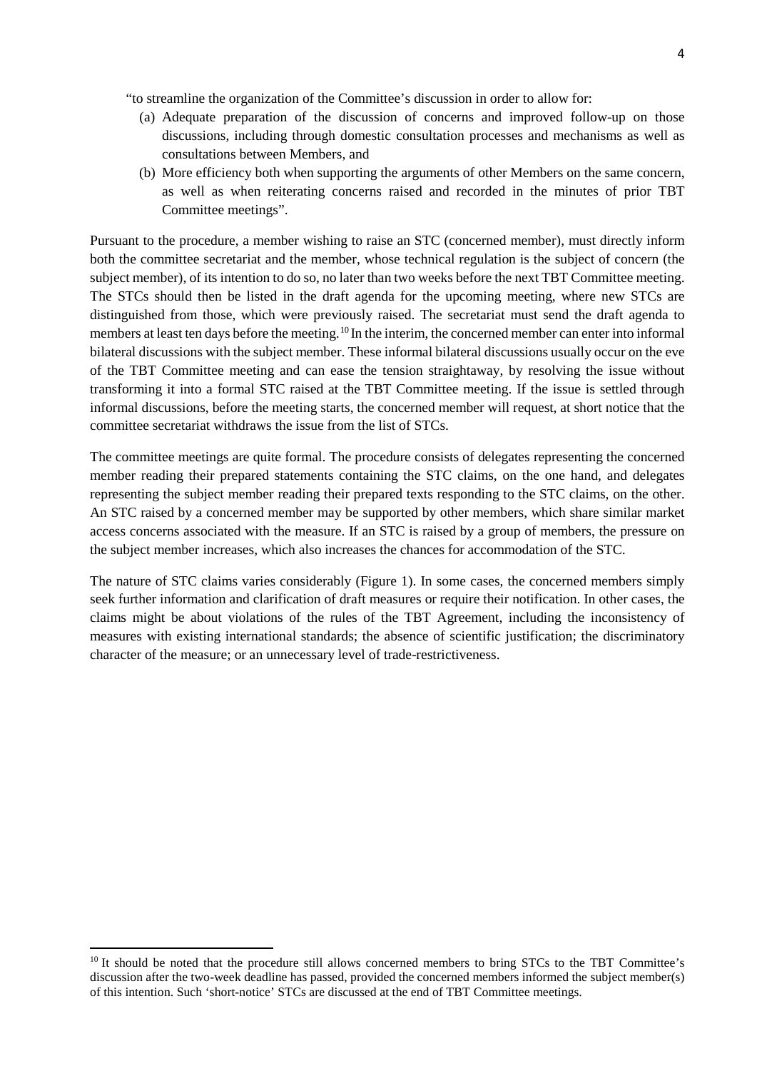"to streamline the organization of the Committee's discussion in order to allow for:

(a) Adequate preparation of the discussion of concerns and improved follow-up on those discussions, including through domestic consultation processes and mechanisms as well as consultations between Members, and

(b) More efficiency both when supporting the arguments of other Members on the same concern, as well as when reiterating concerns raised and recorded in the minutes of prior TBT Committee meetings".

Pursuant to the procedure, a member wishing to raise an STC (concerned member), must directly inform both the committee secretariat and the member, whose technical regulation is the subject of concern (the subject member), of its intention to do so, no later than two weeks before the next TBT Committee meeting. The STCs should then be listed in the draft agenda for the upcoming meeting, where new STCs are distinguished from those, which were previously raised. The secretariat must send the draft agenda to members at least ten days before the meeting.[10] In the interim, the concerned member can enter into informal bilateral discussions with the subject member. These informal bilateral discussions usually occur on the eve of the TBT Committee meeting and can ease the tension straightaway, by resolving the issue without transforming it into a formal STC raised at the TBT Committee meeting. If the issue is settled through informal discussions, before the meeting starts, the concerned member will request, at short notice that the committee secretariat withdraws the issue from the list of STCs.

The committee meetings are quite formal. The procedure consists of delegates representing the concerned member reading their prepared statements containing the STC claims, on the one hand, and delegates representing the subject member reading their prepared texts responding to the STC claims, on the other. An STC raised by a concerned member may be supported by other members, which share similar market access concerns associated with the measure. If an STC is raised by a group of members, the pressure on the subject member increases, which also increases the chances for accommodation of the STC.

The nature of STC claims varies considerably (Figure 1). In some cases, the concerned members simply seek further information and clarification of draft measures or require their notification. In other cases, the claims might be about violations of the rules of the TBT Agreement, including the inconsistency of measures with existing international standards; the absence of scientific justification; the discriminatory character of the measure; or an unnecessary level of trade-restrictiveness.

[10] It should be noted that the procedure still allows concerned members to bring STCs to the TBT Committee's discussion after the two-week deadline has passed, provided the concerned members informed the subject member(s) of this intention. Such 'short-notice' STCs are discussed at the end of TBT Committee meetings.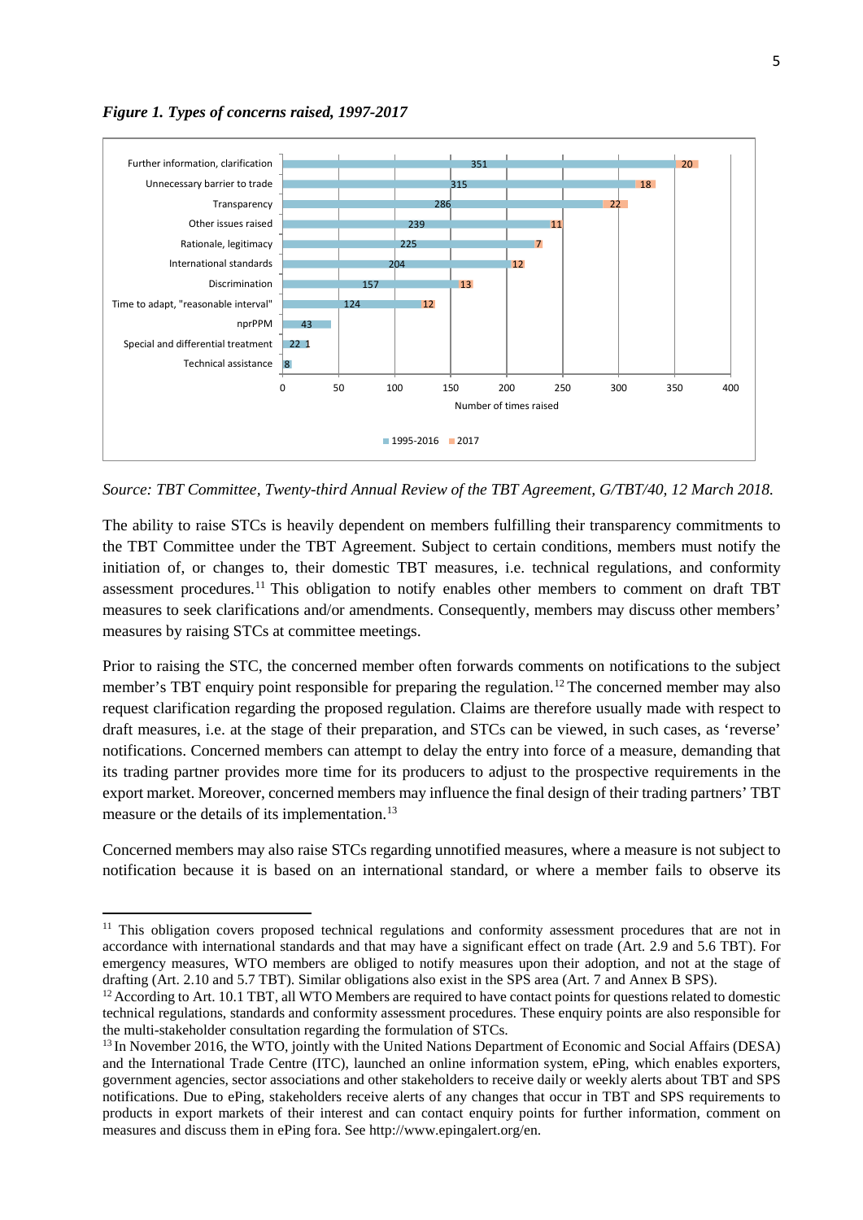*Figure 1. Types of concerns raised, 1997-2017*

| Type of concern | 1995-2016 | 2017 |
|---|---|---|
| Further information, clarification | 351 | 20 |
| Unnecessary barrier to trade | 315 | 18 |
| Transparency | 286 | 22 |
| Other issues raised | 239 | 11 |
| Rationale, legitimacy | 225 | 7 |
| International standards | 204 | 12 |
| Discrimination | 157 | 13 |
| Time to adapt, "reasonable interval" | 124 | 12 |
| nprPPM | 43 | |
| Special and differential treatment | 22 | 1 |
| Technical assistance | 8 | |

Number of times raised

*Source: TBT Committee, Twenty-third Annual Review of the TBT Agreement, G/TBT/40, 12 March 2018.*

The ability to raise STCs is heavily dependent on members fulfilling their transparency commitments to the TBT Committee under the TBT Agreement. Subject to certain conditions, members must notify the initiation of, or changes to, their domestic TBT measures, i.e. technical regulations, and conformity assessment procedures.[11] This obligation to notify enables other members to comment on draft TBT measures to seek clarifications and/or amendments. Consequently, members may discuss other members' measures by raising STCs at committee meetings.

Prior to raising the STC, the concerned member often forwards comments on notifications to the subject member's TBT enquiry point responsible for preparing the regulation.[12] The concerned member may also request clarification regarding the proposed regulation. Claims are therefore usually made with respect to draft measures, i.e. at the stage of their preparation, and STCs can be viewed, in such cases, as 'reverse' notifications. Concerned members can attempt to delay the entry into force of a measure, demanding that its trading partner provides more time for its producers to adjust to the prospective requirements in the export market. Moreover, concerned members may influence the final design of their trading partners' TBT measure or the details of its implementation.[13]

Concerned members may also raise STCs regarding unnotified measures, where a measure is not subject to notification because it is based on an international standard, or where a member fails to observe its

---

[11] This obligation covers proposed technical regulations and conformity assessment procedures that are not in accordance with international standards and that may have a significant effect on trade (Art. 2.9 and 5.6 TBT). For emergency measures, WTO members are obliged to notify measures upon their adoption, and not at the stage of drafting (Art. 2.10 and 5.7 TBT). Similar obligations also exist in the SPS area (Art. 7 and Annex B SPS).

[12] According to Art. 10.1 TBT, all WTO Members are required to have contact points for questions related to domestic technical regulations, standards and conformity assessment procedures. These enquiry points are also responsible for the multi-stakeholder consultation regarding the formulation of STCs.

[13] In November 2016, the WTO, jointly with the United Nations Department of Economic and Social Affairs (DESA) and the International Trade Centre (ITC), launched an online information system, ePing, which enables exporters, government agencies, sector associations and other stakeholders to receive daily or weekly alerts about TBT and SPS notifications. Due to ePing, stakeholders receive alerts of any changes that occur in TBT and SPS requirements to products in export markets of their interest and can contact enquiry points for further information, comment on measures and discuss them in ePing fora. See http://www.epingalert.org/en.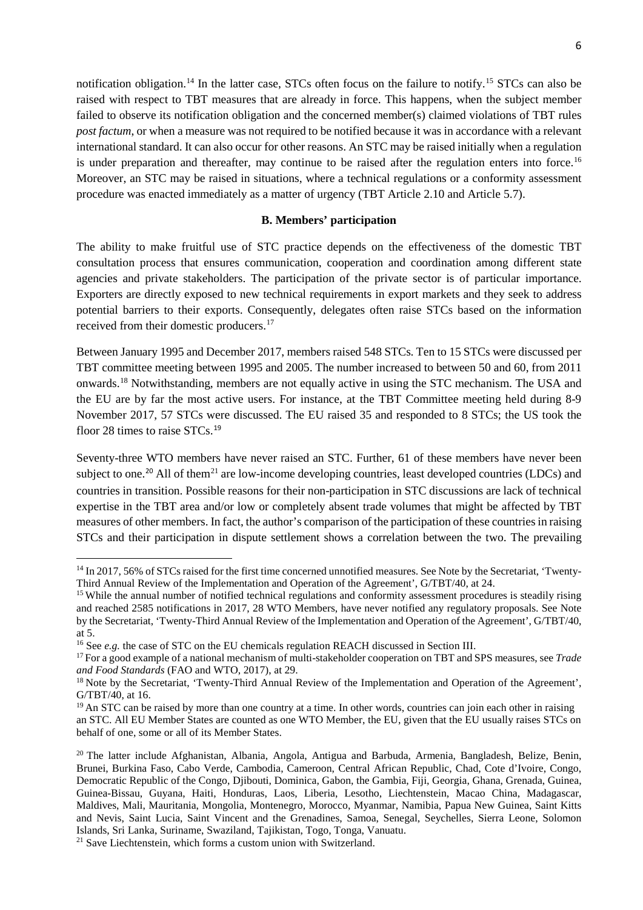notification obligation.[14] In the latter case, STCs often focus on the failure to notify.[15] STCs can also be raised with respect to TBT measures that are already in force. This happens, when the subject member failed to observe its notification obligation and the concerned member(s) claimed violations of TBT rules *post factum*, or when a measure was not required to be notified because it was in accordance with a relevant international standard. It can also occur for other reasons. An STC may be raised initially when a regulation is under preparation and thereafter, may continue to be raised after the regulation enters into force.[16] Moreover, an STC may be raised in situations, where a technical regulations or a conformity assessment procedure was enacted immediately as a matter of urgency (TBT Article 2.10 and Article 5.7).

**B. Members' participation**

The ability to make fruitful use of STC practice depends on the effectiveness of the domestic TBT consultation process that ensures communication, cooperation and coordination among different state agencies and private stakeholders. The participation of the private sector is of particular importance. Exporters are directly exposed to new technical requirements in export markets and they seek to address potential barriers to their exports. Consequently, delegates often raise STCs based on the information received from their domestic producers.[17]

Between January 1995 and December 2017, members raised 548 STCs. Ten to 15 STCs were discussed per TBT committee meeting between 1995 and 2005. The number increased to between 50 and 60, from 2011 onwards.[18] Notwithstanding, members are not equally active in using the STC mechanism. The USA and the EU are by far the most active users. For instance, at the TBT Committee meeting held during 8-9 November 2017, 57 STCs were discussed. The EU raised 35 and responded to 8 STCs; the US took the floor 28 times to raise STCs.[19]

Seventy-three WTO members have never raised an STC. Further, 61 of these members have never been subject to one.[20] All of them[21] are low-income developing countries, least developed countries (LDCs) and countries in transition. Possible reasons for their non-participation in STC discussions are lack of technical expertise in the TBT area and/or low or completely absent trade volumes that might be affected by TBT measures of other members. In fact, the author's comparison of the participation of these countries in raising STCs and their participation in dispute settlement shows a correlation between the two. The prevailing

---

[14] In 2017, 56% of STCs raised for the first time concerned unnotified measures. See Note by the Secretariat, 'Twenty-Third Annual Review of the Implementation and Operation of the Agreement', G/TBT/40, at 24.

[15] While the annual number of notified technical regulations and conformity assessment procedures is steadily rising and reached 2585 notifications in 2017, 28 WTO Members, have never notified any regulatory proposals. See Note by the Secretariat, 'Twenty-Third Annual Review of the Implementation and Operation of the Agreement', G/TBT/40, at 5.

[16] See *e.g.* the case of STC on the EU chemicals regulation REACH discussed in Section III.

[17] For a good example of a national mechanism of multi-stakeholder cooperation on TBT and SPS measures, see *Trade and Food Standards* (FAO and WTO, 2017), at 29.

[18] Note by the Secretariat, 'Twenty-Third Annual Review of the Implementation and Operation of the Agreement', G/TBT/40, at 16.

[19] An STC can be raised by more than one country at a time. In other words, countries can join each other in raising an STC. All EU Member States are counted as one WTO Member, the EU, given that the EU usually raises STCs on behalf of one, some or all of its Member States.

[20] The latter include Afghanistan, Albania, Angola, Antigua and Barbuda, Armenia, Bangladesh, Belize, Benin, Brunei, Burkina Faso, Cabo Verde, Cambodia, Cameroon, Central African Republic, Chad, Cote d'Ivoire, Congo, Democratic Republic of the Congo, Djibouti, Dominica, Gabon, the Gambia, Fiji, Georgia, Ghana, Grenada, Guinea, Guinea-Bissau, Guyana, Haiti, Honduras, Laos, Liberia, Lesotho, Liechtenstein, Macao China, Madagascar, Maldives, Mali, Mauritania, Mongolia, Montenegro, Morocco, Myanmar, Namibia, Papua New Guinea, Saint Kitts and Nevis, Saint Lucia, Saint Vincent and the Grenadines, Samoa, Senegal, Seychelles, Sierra Leone, Solomon Islands, Sri Lanka, Suriname, Swaziland, Tajikistan, Togo, Tonga, Vanuatu.

[21] Save Liechtenstein, which forms a custom union with Switzerland.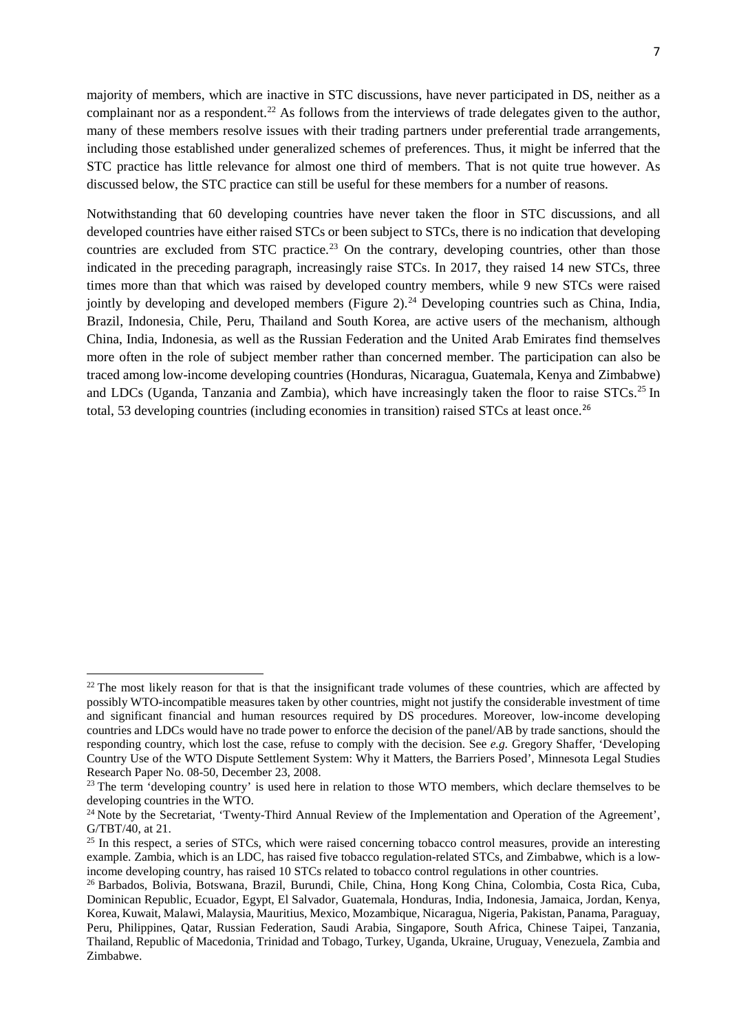majority of members, which are inactive in STC discussions, have never participated in DS, neither as a complainant nor as a respondent.[22] As follows from the interviews of trade delegates given to the author, many of these members resolve issues with their trading partners under preferential trade arrangements, including those established under generalized schemes of preferences. Thus, it might be inferred that the STC practice has little relevance for almost one third of members. That is not quite true however. As discussed below, the STC practice can still be useful for these members for a number of reasons.

Notwithstanding that 60 developing countries have never taken the floor in STC discussions, and all developed countries have either raised STCs or been subject to STCs, there is no indication that developing countries are excluded from STC practice.[23] On the contrary, developing countries, other than those indicated in the preceding paragraph, increasingly raise STCs. In 2017, they raised 14 new STCs, three times more than that which was raised by developed country members, while 9 new STCs were raised jointly by developing and developed members (Figure 2).[24] Developing countries such as China, India, Brazil, Indonesia, Chile, Peru, Thailand and South Korea, are active users of the mechanism, although China, India, Indonesia, as well as the Russian Federation and the United Arab Emirates find themselves more often in the role of subject member rather than concerned member. The participation can also be traced among low-income developing countries (Honduras, Nicaragua, Guatemala, Kenya and Zimbabwe) and LDCs (Uganda, Tanzania and Zambia), which have increasingly taken the floor to raise STCs.[25] In total, 53 developing countries (including economies in transition) raised STCs at least once.[26]

---

[22] The most likely reason for that is that the insignificant trade volumes of these countries, which are affected by possibly WTO-incompatible measures taken by other countries, might not justify the considerable investment of time and significant financial and human resources required by DS procedures. Moreover, low-income developing countries and LDCs would have no trade power to enforce the decision of the panel/AB by trade sanctions, should the responding country, which lost the case, refuse to comply with the decision. See *e.g.* Gregory Shaffer, 'Developing Country Use of the WTO Dispute Settlement System: Why it Matters, the Barriers Posed', Minnesota Legal Studies Research Paper No. 08-50, December 23, 2008.

[23] The term 'developing country' is used here in relation to those WTO members, which declare themselves to be developing countries in the WTO.

[24] Note by the Secretariat, 'Twenty-Third Annual Review of the Implementation and Operation of the Agreement', G/TBT/40, at 21.

[25] In this respect, a series of STCs, which were raised concerning tobacco control measures, provide an interesting example. Zambia, which is an LDC, has raised five tobacco regulation-related STCs, and Zimbabwe, which is a low-income developing country, has raised 10 STCs related to tobacco control regulations in other countries.

[26] Barbados, Bolivia, Botswana, Brazil, Burundi, Chile, China, Hong Kong China, Colombia, Costa Rica, Cuba, Dominican Republic, Ecuador, Egypt, El Salvador, Guatemala, Honduras, India, Indonesia, Jamaica, Jordan, Kenya, Korea, Kuwait, Malawi, Malaysia, Mauritius, Mexico, Mozambique, Nicaragua, Nigeria, Pakistan, Panama, Paraguay, Peru, Philippines, Qatar, Russian Federation, Saudi Arabia, Singapore, South Africa, Chinese Taipei, Tanzania, Thailand, Republic of Macedonia, Trinidad and Tobago, Turkey, Uganda, Ukraine, Uruguay, Venezuela, Zambia and Zimbabwe.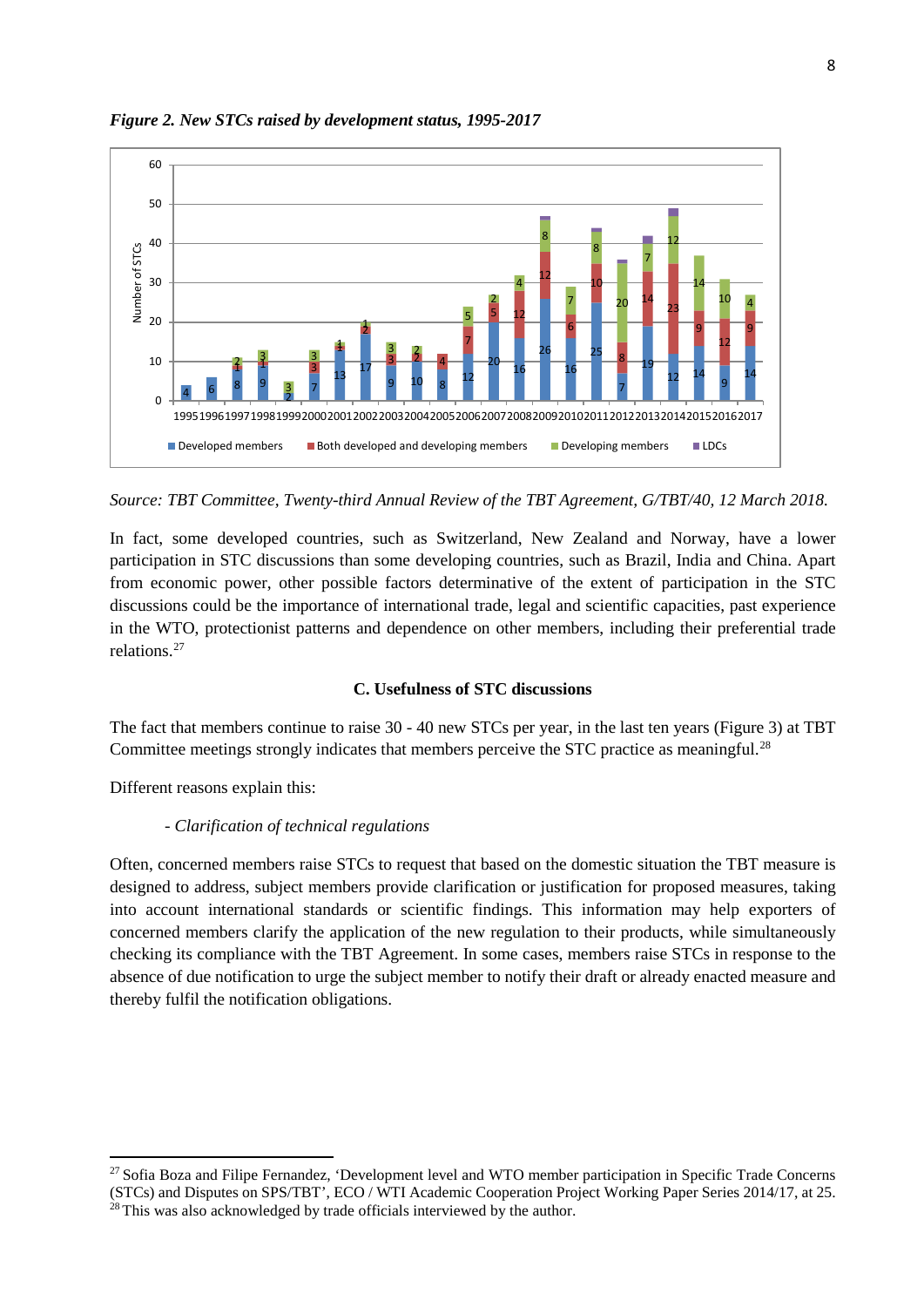*Figure 2. New STCs raised by development status, 1995-2017*

*Source: TBT Committee, Twenty-third Annual Review of the TBT Agreement, G/TBT/40, 12 March 2018.*

In fact, some developed countries, such as Switzerland, New Zealand and Norway, have a lower participation in STC discussions than some developing countries, such as Brazil, India and China. Apart from economic power, other possible factors determinative of the extent of participation in the STC discussions could be the importance of international trade, legal and scientific capacities, past experience in the WTO, protectionist patterns and dependence on other members, including their preferential trade relations.[27]

### C. Usefulness of STC discussions

The fact that members continue to raise 30 - 40 new STCs per year, in the last ten years (Figure 3) at TBT Committee meetings strongly indicates that members perceive the STC practice as meaningful.[28]

Different reasons explain this:

- *Clarification of technical regulations*

Often, concerned members raise STCs to request that based on the domestic situation the TBT measure is designed to address, subject members provide clarification or justification for proposed measures, taking into account international standards or scientific findings. This information may help exporters of concerned members clarify the application of the new regulation to their products, while simultaneously checking its compliance with the TBT Agreement. In some cases, members raise STCs in response to the absence of due notification to urge the subject member to notify their draft or already enacted measure and thereby fulfil the notification obligations.

---

[27] Sofia Boza and Filipe Fernandez, 'Development level and WTO member participation in Specific Trade Concerns (STCs) and Disputes on SPS/TBT', ECO / WTI Academic Cooperation Project Working Paper Series 2014/17, at 25.

[28] This was also acknowledged by trade officials interviewed by the author.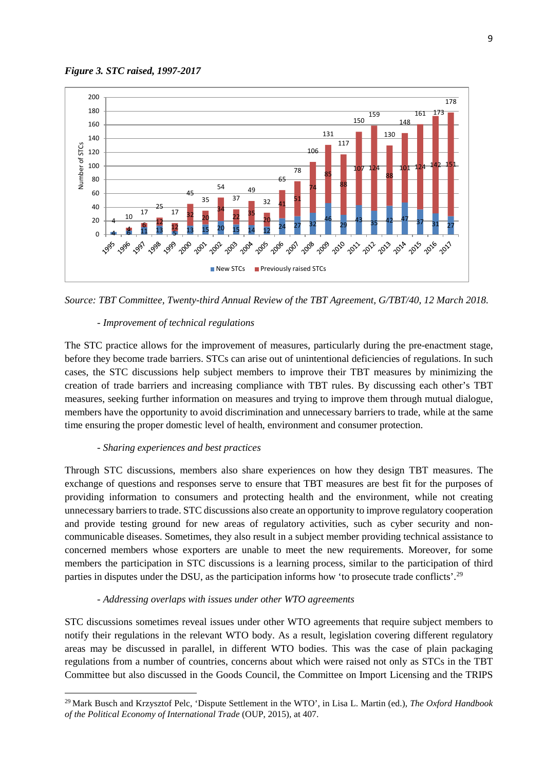*Figure 3. STC raised, 1997-2017*

| Year | New STCs | Previously raised STCs | Total |
|---|---|---|---|
| 1995 | 4 | | 4 |
| 1996 | 6 | 4 | 10 |
| 1997 | 11 | 6 | 17 |
| 1998 | 13 | 12 | 25 |
| 1999 | 5 | 12 | 17 |
| 2000 | 13 | 32 | 45 |
| 2001 | 15 | 20 | 35 |
| 2002 | 20 | 34 | 54 |
| 2003 | 15 | 22 | 37 |
| 2004 | 14 | 35 | 49 |
| 2005 | 12 | 20 | 32 |
| 2006 | 24 | 41 | 65 |
| 2007 | 27 | 51 | 78 |
| 2008 | 32 | 74 | 106 |
| 2009 | 46 | 85 | 131 |
| 2010 | 29 | 88 | 117 |
| 2011 | 43 | 107 | 150 |
| 2012 | 35 | 124 | 159 |
| 2013 | 42 | 88 | 130 |
| 2014 | 47 | 101 | 148 |
| 2015 | 37 | 124 | 161 |
| 2016 | 31 | 142 | 173 |
| 2017 | 27 | 151 | 178 |

*Source: TBT Committee, Twenty-third Annual Review of the TBT Agreement, G/TBT/40, 12 March 2018.*

- *Improvement of technical regulations*

The STC practice allows for the improvement of measures, particularly during the pre-enactment stage, before they become trade barriers. STCs can arise out of unintentional deficiencies of regulations. In such cases, the STC discussions help subject members to improve their TBT measures by minimizing the creation of trade barriers and increasing compliance with TBT rules. By discussing each other's TBT measures, seeking further information on measures and trying to improve them through mutual dialogue, members have the opportunity to avoid discrimination and unnecessary barriers to trade, while at the same time ensuring the proper domestic level of health, environment and consumer protection.

- *Sharing experiences and best practices*

Through STC discussions, members also share experiences on how they design TBT measures. The exchange of questions and responses serve to ensure that TBT measures are best fit for the purposes of providing information to consumers and protecting health and the environment, while not creating unnecessary barriers to trade. STC discussions also create an opportunity to improve regulatory cooperation and provide testing ground for new areas of regulatory activities, such as cyber security and non-communicable diseases. Sometimes, they also result in a subject member providing technical assistance to concerned members whose exporters are unable to meet the new requirements. Moreover, for some members the participation in STC discussions is a learning process, similar to the participation of third parties in disputes under the DSU, as the participation informs how 'to prosecute trade conflicts'.[29]

- *Addressing overlaps with issues under other WTO agreements*

STC discussions sometimes reveal issues under other WTO agreements that require subject members to notify their regulations in the relevant WTO body. As a result, legislation covering different regulatory areas may be discussed in parallel, in different WTO bodies. This was the case of plain packaging regulations from a number of countries, concerns about which were raised not only as STCs in the TBT Committee but also discussed in the Goods Council, the Committee on Import Licensing and the TRIPS

---

[29] Mark Busch and Krzysztof Pelc, 'Dispute Settlement in the WTO', in Lisa L. Martin (ed.), *The Oxford Handbook of the Political Economy of International Trade* (OUP, 2015), at 407.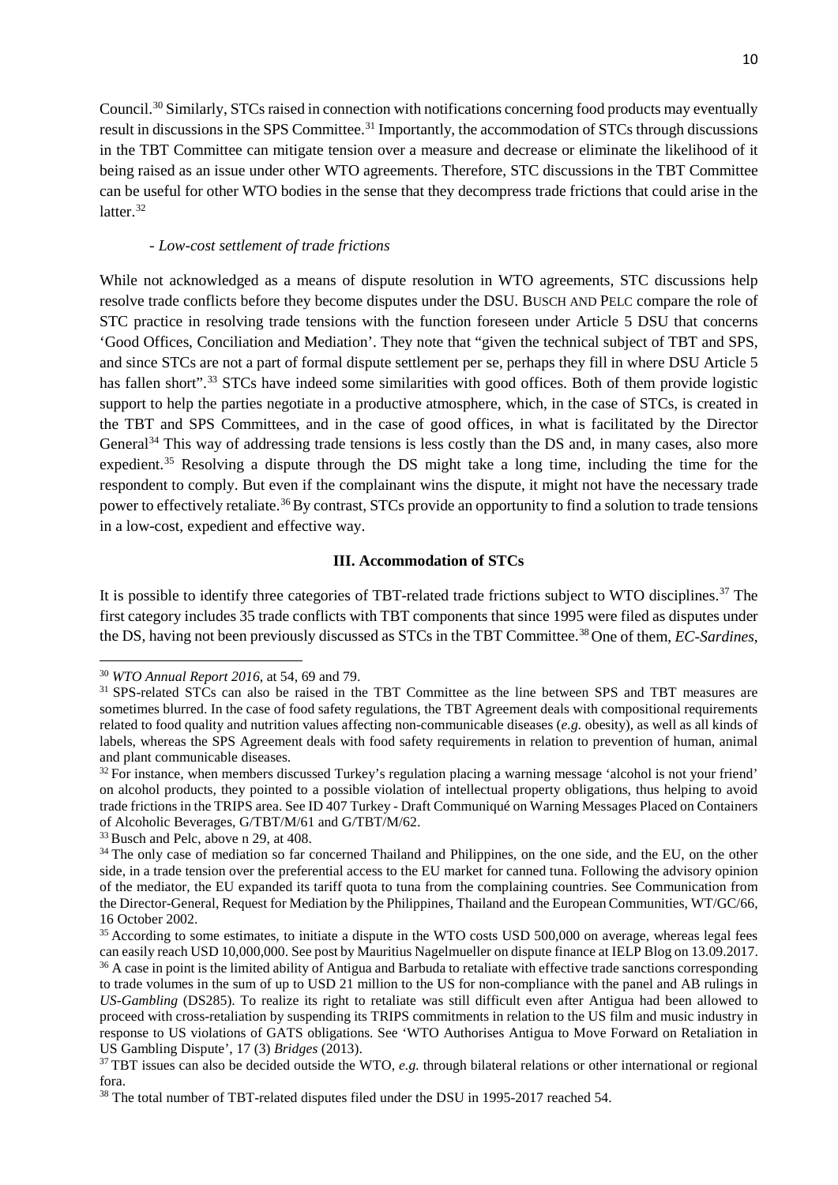Council.[30] Similarly, STCs raised in connection with notifications concerning food products may eventually result in discussions in the SPS Committee.[31] Importantly, the accommodation of STCs through discussions in the TBT Committee can mitigate tension over a measure and decrease or eliminate the likelihood of it being raised as an issue under other WTO agreements. Therefore, STC discussions in the TBT Committee can be useful for other WTO bodies in the sense that they decompress trade frictions that could arise in the latter.[32]

- *Low-cost settlement of trade frictions*

While not acknowledged as a means of dispute resolution in WTO agreements, STC discussions help resolve trade conflicts before they become disputes under the DSU. Busch and Pelc compare the role of STC practice in resolving trade tensions with the function foreseen under Article 5 DSU that concerns 'Good Offices, Conciliation and Mediation'. They note that "given the technical subject of TBT and SPS, and since STCs are not a part of formal dispute settlement per se, perhaps they fill in where DSU Article 5 has fallen short".[33] STCs have indeed some similarities with good offices. Both of them provide logistic support to help the parties negotiate in a productive atmosphere, which, in the case of STCs, is created in the TBT and SPS Committees, and in the case of good offices, in what is facilitated by the Director General[34] This way of addressing trade tensions is less costly than the DS and, in many cases, also more expedient.[35] Resolving a dispute through the DS might take a long time, including the time for the respondent to comply. But even if the complainant wins the dispute, it might not have the necessary trade power to effectively retaliate.[36] By contrast, STCs provide an opportunity to find a solution to trade tensions in a low-cost, expedient and effective way.

## III. Accommodation of STCs

It is possible to identify three categories of TBT-related trade frictions subject to WTO disciplines.[37] The first category includes 35 trade conflicts with TBT components that since 1995 were filed as disputes under the DS, having not been previously discussed as STCs in the TBT Committee.[38] One of them, *EC-Sardines*,

---

[30] *WTO Annual Report 2016*, at 54, 69 and 79.

[31] SPS-related STCs can also be raised in the TBT Committee as the line between SPS and TBT measures are sometimes blurred. In the case of food safety regulations, the TBT Agreement deals with compositional requirements related to food quality and nutrition values affecting non-communicable diseases (*e.g.* obesity), as well as all kinds of labels, whereas the SPS Agreement deals with food safety requirements in relation to prevention of human, animal and plant communicable diseases.

[32] For instance, when members discussed Turkey's regulation placing a warning message 'alcohol is not your friend' on alcohol products, they pointed to a possible violation of intellectual property obligations, thus helping to avoid trade frictions in the TRIPS area. See ID 407 Turkey - Draft Communiqué on Warning Messages Placed on Containers of Alcoholic Beverages, G/TBT/M/61 and G/TBT/M/62.

[33] Busch and Pelc, above n 29, at 408.

[34] The only case of mediation so far concerned Thailand and Philippines, on the one side, and the EU, on the other side, in a trade tension over the preferential access to the EU market for canned tuna. Following the advisory opinion of the mediator, the EU expanded its tariff quota to tuna from the complaining countries. See Communication from the Director-General, Request for Mediation by the Philippines, Thailand and the European Communities, WT/GC/66, 16 October 2002.

[35] According to some estimates, to initiate a dispute in the WTO costs USD 500,000 on average, whereas legal fees can easily reach USD 10,000,000. See post by Mauritius Nagelmueller on dispute finance at IELP Blog on 13.09.2017.

[36] A case in point is the limited ability of Antigua and Barbuda to retaliate with effective trade sanctions corresponding to trade volumes in the sum of up to USD 21 million to the US for non-compliance with the panel and AB rulings in *US-Gambling* (DS285). To realize its right to retaliate was still difficult even after Antigua had been allowed to proceed with cross-retaliation by suspending its TRIPS commitments in relation to the US film and music industry in response to US violations of GATS obligations. See 'WTO Authorises Antigua to Move Forward on Retaliation in US Gambling Dispute', 17 (3) *Bridges* (2013).

[37] TBT issues can also be decided outside the WTO, *e.g.* through bilateral relations or other international or regional fora.

[38] The total number of TBT-related disputes filed under the DSU in 1995-2017 reached 54.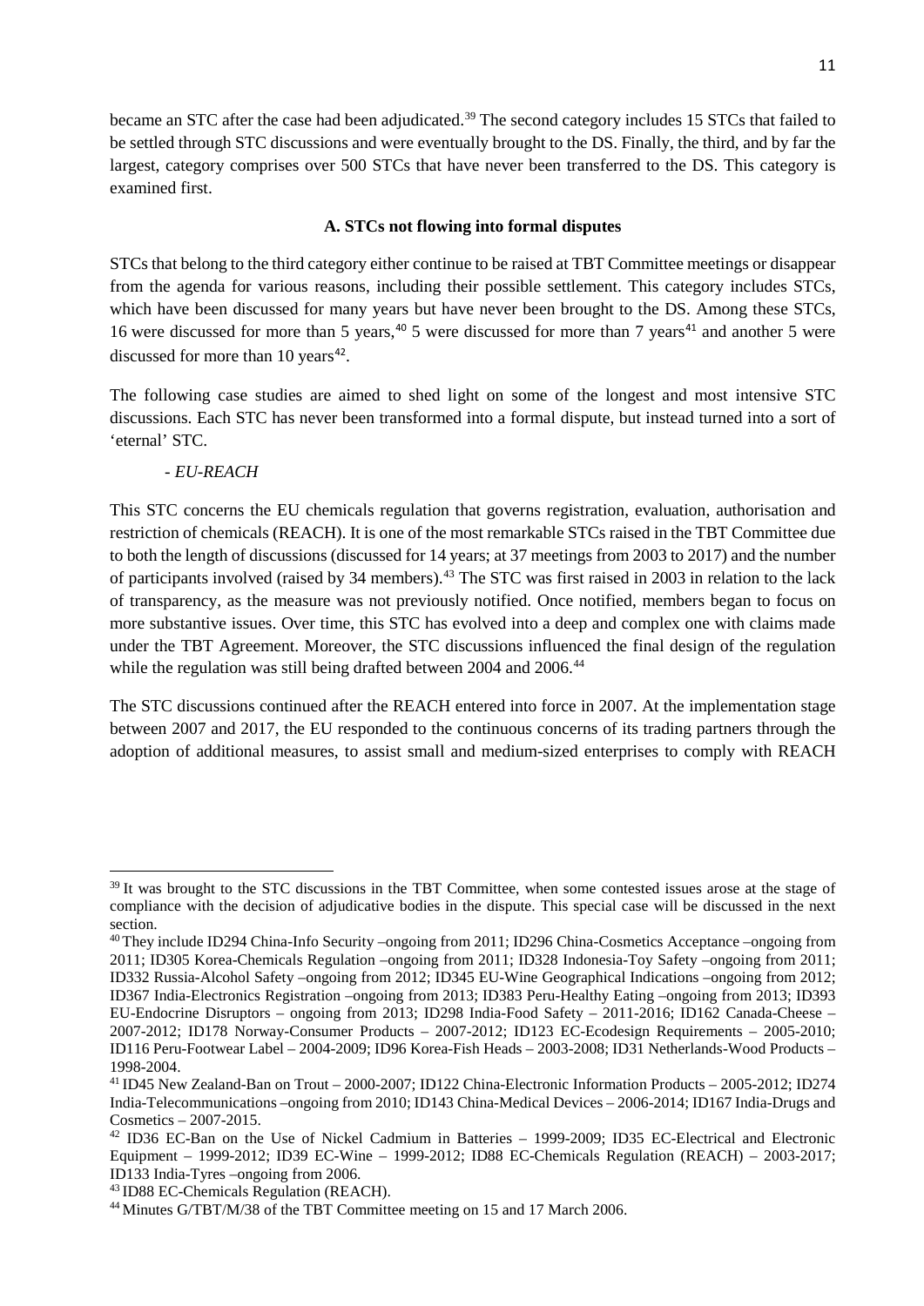became an STC after the case had been adjudicated.[39] The second category includes 15 STCs that failed to be settled through STC discussions and were eventually brought to the DS. Finally, the third, and by far the largest, category comprises over 500 STCs that have never been transferred to the DS. This category is examined first.

### A. STCs not flowing into formal disputes

STCs that belong to the third category either continue to be raised at TBT Committee meetings or disappear from the agenda for various reasons, including their possible settlement. This category includes STCs, which have been discussed for many years but have never been brought to the DS. Among these STCs, 16 were discussed for more than 5 years,[40] 5 were discussed for more than 7 years[41] and another 5 were discussed for more than 10 years[42].

The following case studies are aimed to shed light on some of the longest and most intensive STC discussions. Each STC has never been transformed into a formal dispute, but instead turned into a sort of 'eternal' STC.

- *EU-REACH*

This STC concerns the EU chemicals regulation that governs registration, evaluation, authorisation and restriction of chemicals (REACH). It is one of the most remarkable STCs raised in the TBT Committee due to both the length of discussions (discussed for 14 years; at 37 meetings from 2003 to 2017) and the number of participants involved (raised by 34 members).[43] The STC was first raised in 2003 in relation to the lack of transparency, as the measure was not previously notified. Once notified, members began to focus on more substantive issues. Over time, this STC has evolved into a deep and complex one with claims made under the TBT Agreement. Moreover, the STC discussions influenced the final design of the regulation while the regulation was still being drafted between 2004 and 2006.[44]

The STC discussions continued after the REACH entered into force in 2007. At the implementation stage between 2007 and 2017, the EU responded to the continuous concerns of its trading partners through the adoption of additional measures, to assist small and medium-sized enterprises to comply with REACH

---

[39] It was brought to the STC discussions in the TBT Committee, when some contested issues arose at the stage of compliance with the decision of adjudicative bodies in the dispute. This special case will be discussed in the next section.

[40] They include ID294 China-Info Security –ongoing from 2011; ID296 China-Cosmetics Acceptance –ongoing from 2011; ID305 Korea-Chemicals Regulation –ongoing from 2011; ID328 Indonesia-Toy Safety –ongoing from 2011; ID332 Russia-Alcohol Safety –ongoing from 2012; ID345 EU-Wine Geographical Indications –ongoing from 2012; ID367 India-Electronics Registration –ongoing from 2013; ID383 Peru-Healthy Eating –ongoing from 2013; ID393 EU-Endocrine Disruptors – ongoing from 2013; ID298 India-Food Safety – 2011-2016; ID162 Canada-Cheese – 2007-2012; ID178 Norway-Consumer Products – 2007-2012; ID123 EC-Ecodesign Requirements – 2005-2010; ID116 Peru-Footwear Label – 2004-2009; ID96 Korea-Fish Heads – 2003-2008; ID31 Netherlands-Wood Products – 1998-2004.

[41] ID45 New Zealand-Ban on Trout – 2000-2007; ID122 China-Electronic Information Products – 2005-2012; ID274 India-Telecommunications –ongoing from 2010; ID143 China-Medical Devices – 2006-2014; ID167 India-Drugs and Cosmetics – 2007-2015.

[42] ID36 EC-Ban on the Use of Nickel Cadmium in Batteries – 1999-2009; ID35 EC-Electrical and Electronic Equipment – 1999-2012; ID39 EC-Wine – 1999-2012; ID88 EC-Chemicals Regulation (REACH) – 2003-2017; ID133 India-Tyres –ongoing from 2006.

[43] ID88 EC-Chemicals Regulation (REACH).

[44] Minutes G/TBT/M/38 of the TBT Committee meeting on 15 and 17 March 2006.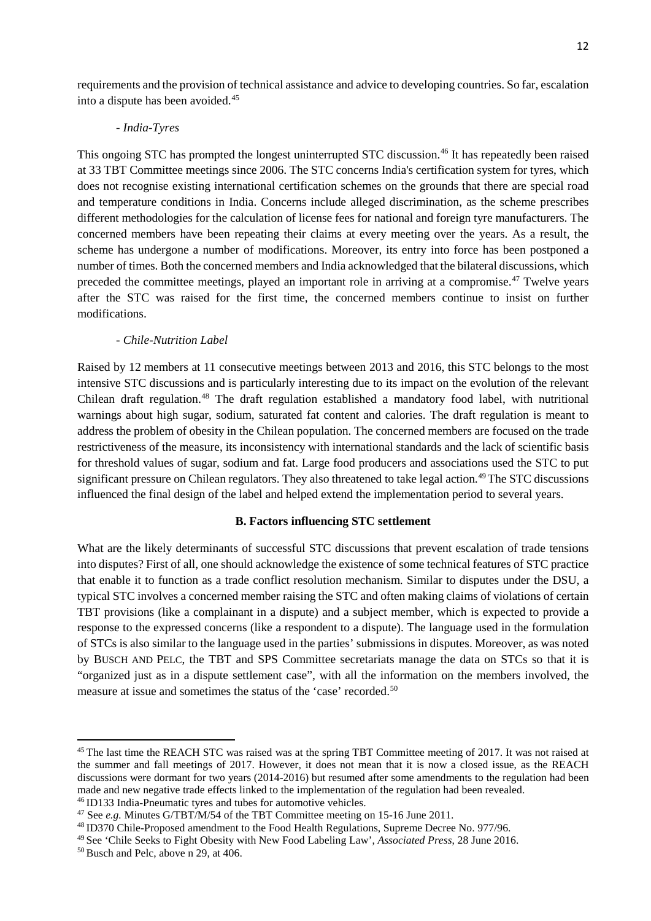requirements and the provision of technical assistance and advice to developing countries. So far, escalation into a dispute has been avoided.[45]

- *India-Tyres*

This ongoing STC has prompted the longest uninterrupted STC discussion.[46] It has repeatedly been raised at 33 TBT Committee meetings since 2006. The STC concerns India's certification system for tyres, which does not recognise existing international certification schemes on the grounds that there are special road and temperature conditions in India. Concerns include alleged discrimination, as the scheme prescribes different methodologies for the calculation of license fees for national and foreign tyre manufacturers. The concerned members have been repeating their claims at every meeting over the years. As a result, the scheme has undergone a number of modifications. Moreover, its entry into force has been postponed a number of times. Both the concerned members and India acknowledged that the bilateral discussions, which preceded the committee meetings, played an important role in arriving at a compromise.[47] Twelve years after the STC was raised for the first time, the concerned members continue to insist on further modifications.

- *Chile-Nutrition Label*

Raised by 12 members at 11 consecutive meetings between 2013 and 2016, this STC belongs to the most intensive STC discussions and is particularly interesting due to its impact on the evolution of the relevant Chilean draft regulation.[48] The draft regulation established a mandatory food label, with nutritional warnings about high sugar, sodium, saturated fat content and calories. The draft regulation is meant to address the problem of obesity in the Chilean population. The concerned members are focused on the trade restrictiveness of the measure, its inconsistency with international standards and the lack of scientific basis for threshold values of sugar, sodium and fat. Large food producers and associations used the STC to put significant pressure on Chilean regulators. They also threatened to take legal action.[49] The STC discussions influenced the final design of the label and helped extend the implementation period to several years.

### B. Factors influencing STC settlement

What are the likely determinants of successful STC discussions that prevent escalation of trade tensions into disputes? First of all, one should acknowledge the existence of some technical features of STC practice that enable it to function as a trade conflict resolution mechanism. Similar to disputes under the DSU, a typical STC involves a concerned member raising the STC and often making claims of violations of certain TBT provisions (like a complainant in a dispute) and a subject member, which is expected to provide a response to the expressed concerns (like a respondent to a dispute). The language used in the formulation of STCs is also similar to the language used in the parties' submissions in disputes. Moreover, as was noted by BUSCH AND PELC, the TBT and SPS Committee secretariats manage the data on STCs so that it is "organized just as in a dispute settlement case", with all the information on the members involved, the measure at issue and sometimes the status of the 'case' recorded.[50]

---

[45] The last time the REACH STC was raised was at the spring TBT Committee meeting of 2017. It was not raised at the summer and fall meetings of 2017. However, it does not mean that it is now a closed issue, as the REACH discussions were dormant for two years (2014-2016) but resumed after some amendments to the regulation had been made and new negative trade effects linked to the implementation of the regulation had been revealed.

[46] ID133 India-Pneumatic tyres and tubes for automotive vehicles.

[47] See *e.g.* Minutes G/TBT/M/54 of the TBT Committee meeting on 15-16 June 2011.

[48] ID370 Chile-Proposed amendment to the Food Health Regulations, Supreme Decree No. 977/96.

[49] See 'Chile Seeks to Fight Obesity with New Food Labeling Law', *Associated Press*, 28 June 2016.

[50] Busch and Pelc, above n 29, at 406.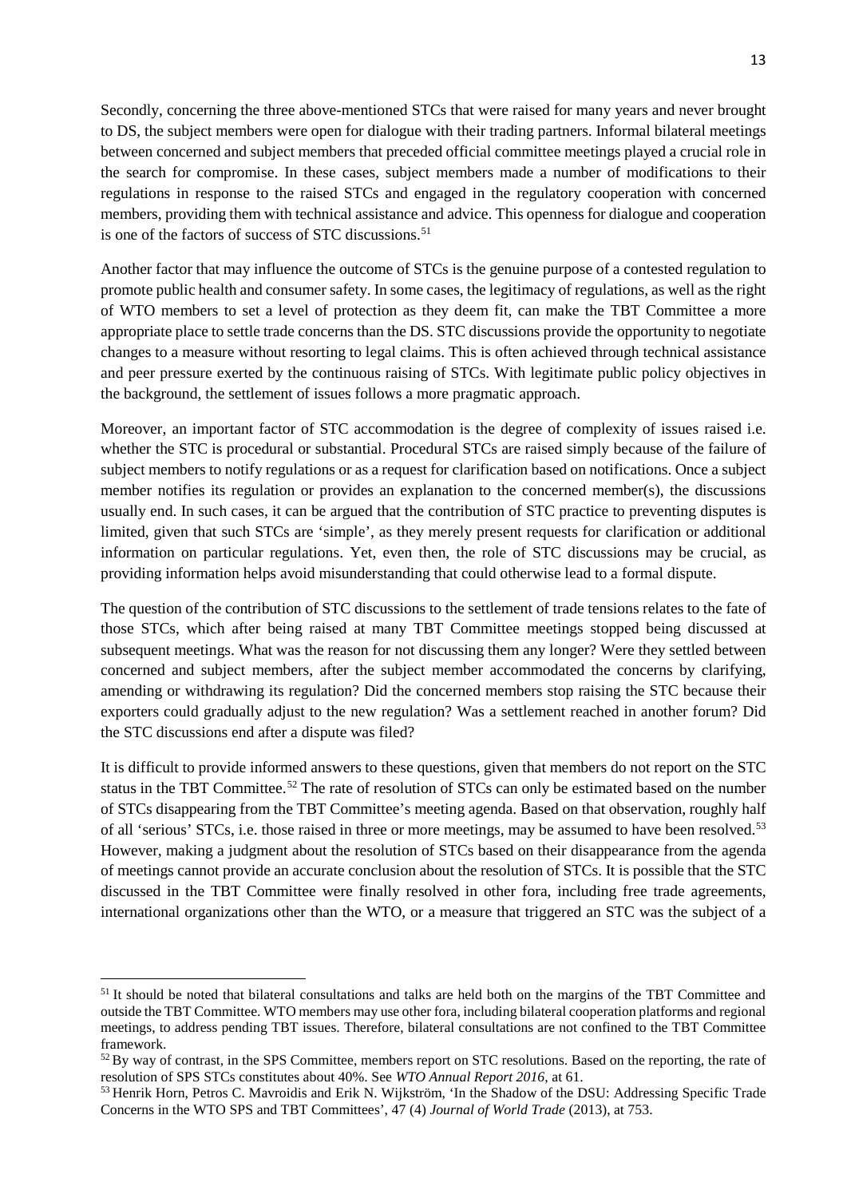Secondly, concerning the three above-mentioned STCs that were raised for many years and never brought to DS, the subject members were open for dialogue with their trading partners. Informal bilateral meetings between concerned and subject members that preceded official committee meetings played a crucial role in the search for compromise. In these cases, subject members made a number of modifications to their regulations in response to the raised STCs and engaged in the regulatory cooperation with concerned members, providing them with technical assistance and advice. This openness for dialogue and cooperation is one of the factors of success of STC discussions.[51]

Another factor that may influence the outcome of STCs is the genuine purpose of a contested regulation to promote public health and consumer safety. In some cases, the legitimacy of regulations, as well as the right of WTO members to set a level of protection as they deem fit, can make the TBT Committee a more appropriate place to settle trade concerns than the DS. STC discussions provide the opportunity to negotiate changes to a measure without resorting to legal claims. This is often achieved through technical assistance and peer pressure exerted by the continuous raising of STCs. With legitimate public policy objectives in the background, the settlement of issues follows a more pragmatic approach.

Moreover, an important factor of STC accommodation is the degree of complexity of issues raised i.e. whether the STC is procedural or substantial. Procedural STCs are raised simply because of the failure of subject members to notify regulations or as a request for clarification based on notifications. Once a subject member notifies its regulation or provides an explanation to the concerned member(s), the discussions usually end. In such cases, it can be argued that the contribution of STC practice to preventing disputes is limited, given that such STCs are 'simple', as they merely present requests for clarification or additional information on particular regulations. Yet, even then, the role of STC discussions may be crucial, as providing information helps avoid misunderstanding that could otherwise lead to a formal dispute.

The question of the contribution of STC discussions to the settlement of trade tensions relates to the fate of those STCs, which after being raised at many TBT Committee meetings stopped being discussed at subsequent meetings. What was the reason for not discussing them any longer? Were they settled between concerned and subject members, after the subject member accommodated the concerns by clarifying, amending or withdrawing its regulation? Did the concerned members stop raising the STC because their exporters could gradually adjust to the new regulation? Was a settlement reached in another forum? Did the STC discussions end after a dispute was filed?

It is difficult to provide informed answers to these questions, given that members do not report on the STC status in the TBT Committee.[52] The rate of resolution of STCs can only be estimated based on the number of STCs disappearing from the TBT Committee's meeting agenda. Based on that observation, roughly half of all 'serious' STCs, i.e. those raised in three or more meetings, may be assumed to have been resolved.[53] However, making a judgment about the resolution of STCs based on their disappearance from the agenda of meetings cannot provide an accurate conclusion about the resolution of STCs. It is possible that the STC discussed in the TBT Committee were finally resolved in other fora, including free trade agreements, international organizations other than the WTO, or a measure that triggered an STC was the subject of a

---

[51] It should be noted that bilateral consultations and talks are held both on the margins of the TBT Committee and outside the TBT Committee. WTO members may use other fora, including bilateral cooperation platforms and regional meetings, to address pending TBT issues. Therefore, bilateral consultations are not confined to the TBT Committee framework.

[52] By way of contrast, in the SPS Committee, members report on STC resolutions. Based on the reporting, the rate of resolution of SPS STCs constitutes about 40%. See *WTO Annual Report 2016*, at 61.

[53] Henrik Horn, Petros C. Mavroidis and Erik N. Wijkström, 'In the Shadow of the DSU: Addressing Specific Trade Concerns in the WTO SPS and TBT Committees', 47 (4) *Journal of World Trade* (2013), at 753.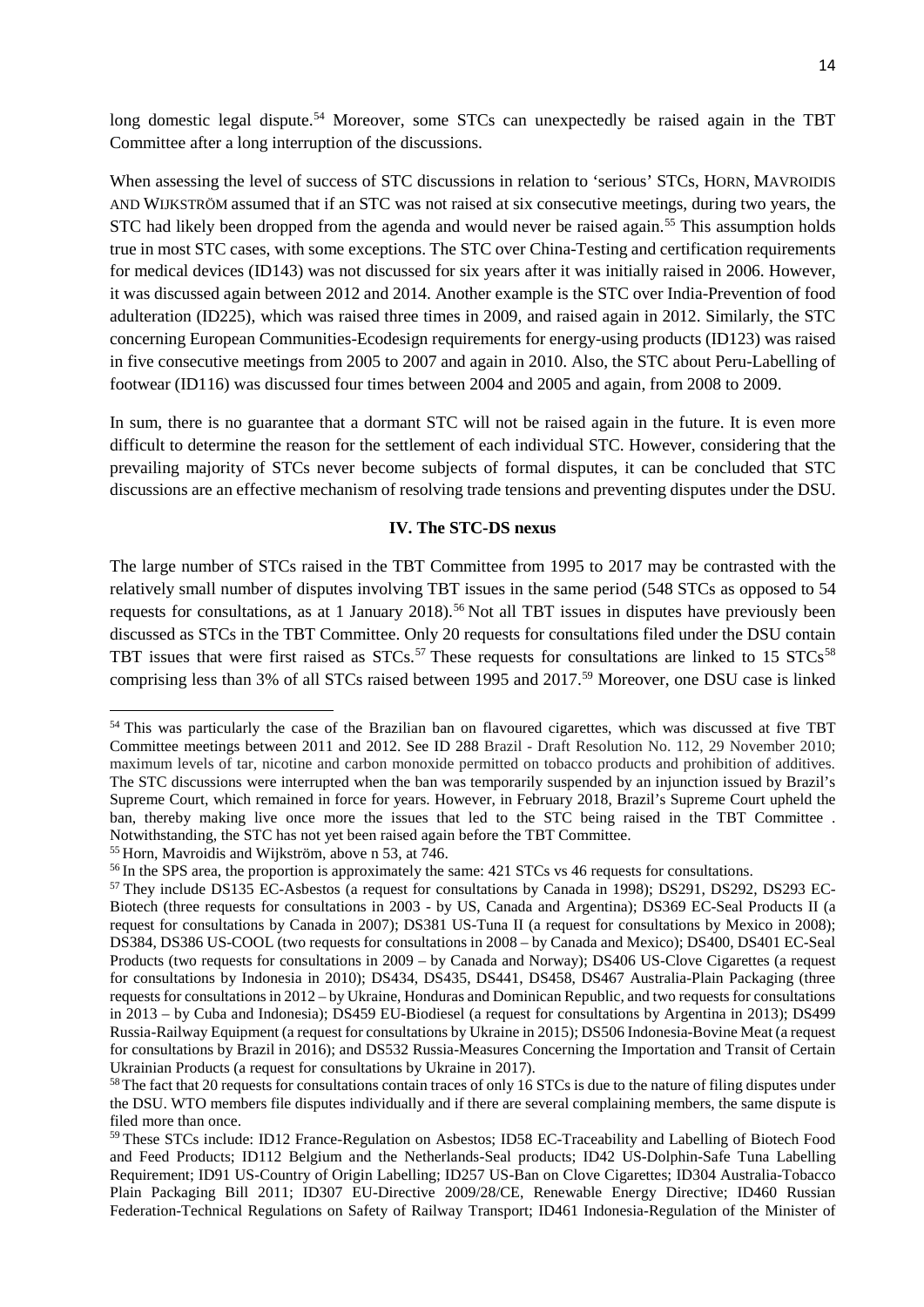long domestic legal dispute.[54] Moreover, some STCs can unexpectedly be raised again in the TBT Committee after a long interruption of the discussions.

When assessing the level of success of STC discussions in relation to 'serious' STCs, HORN, MAVROIDIS AND WIJKSTRÖM assumed that if an STC was not raised at six consecutive meetings, during two years, the STC had likely been dropped from the agenda and would never be raised again.[55] This assumption holds true in most STC cases, with some exceptions. The STC over China-Testing and certification requirements for medical devices (ID143) was not discussed for six years after it was initially raised in 2006. However, it was discussed again between 2012 and 2014. Another example is the STC over India-Prevention of food adulteration (ID225), which was raised three times in 2009, and raised again in 2012. Similarly, the STC concerning European Communities-Ecodesign requirements for energy-using products (ID123) was raised in five consecutive meetings from 2005 to 2007 and again in 2010. Also, the STC about Peru-Labelling of footwear (ID116) was discussed four times between 2004 and 2005 and again, from 2008 to 2009.

In sum, there is no guarantee that a dormant STC will not be raised again in the future. It is even more difficult to determine the reason for the settlement of each individual STC. However, considering that the prevailing majority of STCs never become subjects of formal disputes, it can be concluded that STC discussions are an effective mechanism of resolving trade tensions and preventing disputes under the DSU.

## IV. The STC-DS nexus

The large number of STCs raised in the TBT Committee from 1995 to 2017 may be contrasted with the relatively small number of disputes involving TBT issues in the same period (548 STCs as opposed to 54 requests for consultations, as at 1 January 2018).[56] Not all TBT issues in disputes have previously been discussed as STCs in the TBT Committee. Only 20 requests for consultations filed under the DSU contain TBT issues that were first raised as STCs.[57] These requests for consultations are linked to 15 STCs[58] comprising less than 3% of all STCs raised between 1995 and 2017.[59] Moreover, one DSU case is linked

---

[54] This was particularly the case of the Brazilian ban on flavoured cigarettes, which was discussed at five TBT Committee meetings between 2011 and 2012. See ID 288 Brazil - Draft Resolution No. 112, 29 November 2010; maximum levels of tar, nicotine and carbon monoxide permitted on tobacco products and prohibition of additives. The STC discussions were interrupted when the ban was temporarily suspended by an injunction issued by Brazil's Supreme Court, which remained in force for years. However, in February 2018, Brazil's Supreme Court upheld the ban, thereby making live once more the issues that led to the STC being raised in the TBT Committee . Notwithstanding, the STC has not yet been raised again before the TBT Committee.

[55] Horn, Mavroidis and Wijkström, above n 53, at 746.

[56] In the SPS area, the proportion is approximately the same: 421 STCs vs 46 requests for consultations.

[57] They include DS135 EC-Asbestos (a request for consultations by Canada in 1998); DS291, DS292, DS293 EC-Biotech (three requests for consultations in 2003 - by US, Canada and Argentina); DS369 EC-Seal Products II (a request for consultations by Canada in 2007); DS381 US-Tuna II (a request for consultations by Mexico in 2008); DS384, DS386 US-COOL (two requests for consultations in 2008 – by Canada and Mexico); DS400, DS401 EC-Seal Products (two requests for consultations in 2009 – by Canada and Norway); DS406 US-Clove Cigarettes (a request for consultations by Indonesia in 2010); DS434, DS435, DS441, DS458, DS467 Australia-Plain Packaging (three requests for consultations in 2012 – by Ukraine, Honduras and Dominican Republic, and two requests for consultations in 2013 – by Cuba and Indonesia); DS459 EU-Biodiesel (a request for consultations by Argentina in 2013); DS499 Russia-Railway Equipment (a request for consultations by Ukraine in 2015); DS506 Indonesia-Bovine Meat (a request for consultations by Brazil in 2016); and DS532 Russia-Measures Concerning the Importation and Transit of Certain Ukrainian Products (a request for consultations by Ukraine in 2017).

[58] The fact that 20 requests for consultations contain traces of only 16 STCs is due to the nature of filing disputes under the DSU. WTO members file disputes individually and if there are several complaining members, the same dispute is filed more than once.

[59] These STCs include: ID12 France-Regulation on Asbestos; ID58 EC-Traceability and Labelling of Biotech Food and Feed Products; ID112 Belgium and the Netherlands-Seal products; ID42 US-Dolphin-Safe Tuna Labelling Requirement; ID91 US-Country of Origin Labelling; ID257 US-Ban on Clove Cigarettes; ID304 Australia-Tobacco Plain Packaging Bill 2011; ID307 EU-Directive 2009/28/CE, Renewable Energy Directive; ID460 Russian Federation-Technical Regulations on Safety of Railway Transport; ID461 Indonesia-Regulation of the Minister of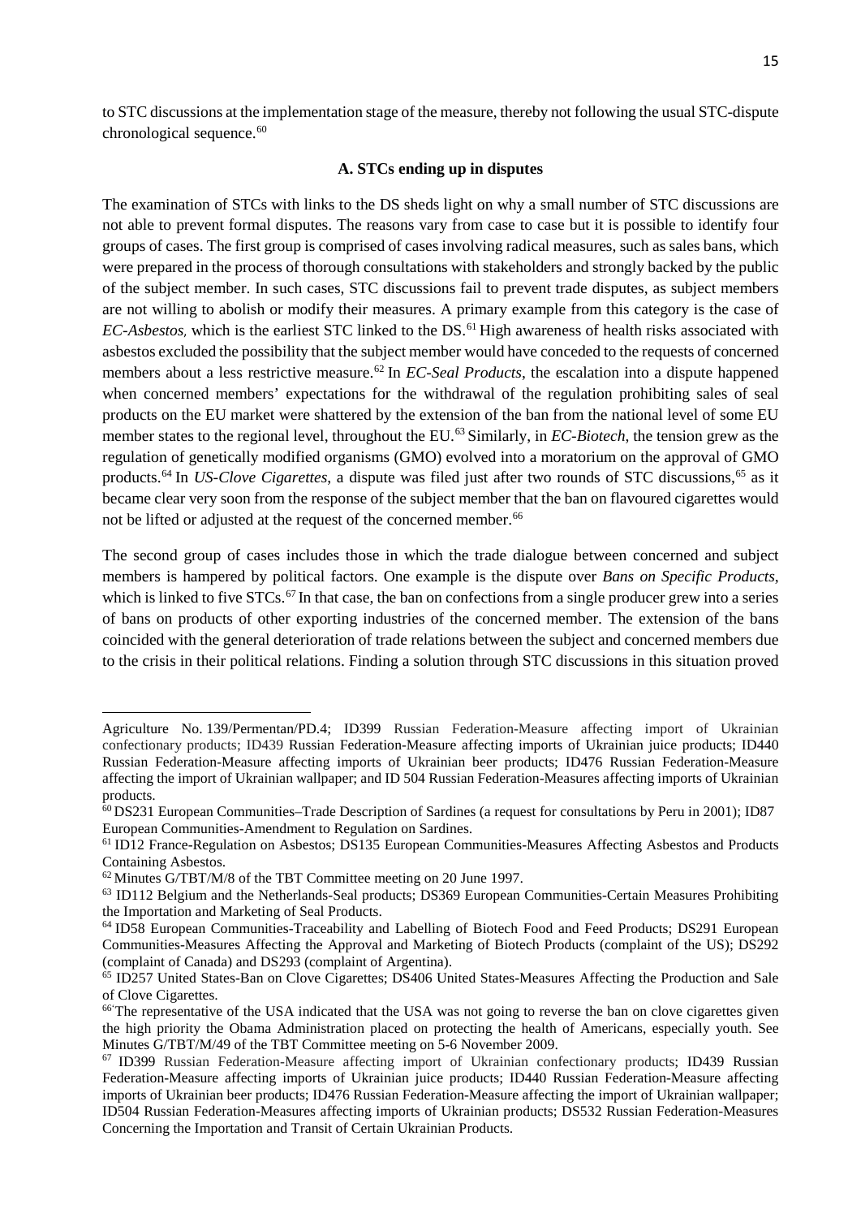to STC discussions at the implementation stage of the measure, thereby not following the usual STC-dispute chronological sequence.[60]

### A. STCs ending up in disputes

The examination of STCs with links to the DS sheds light on why a small number of STC discussions are not able to prevent formal disputes. The reasons vary from case to case but it is possible to identify four groups of cases. The first group is comprised of cases involving radical measures, such as sales bans, which were prepared in the process of thorough consultations with stakeholders and strongly backed by the public of the subject member. In such cases, STC discussions fail to prevent trade disputes, as subject members are not willing to abolish or modify their measures. A primary example from this category is the case of *EC-Asbestos,* which is the earliest STC linked to the DS.[61] High awareness of health risks associated with asbestos excluded the possibility that the subject member would have conceded to the requests of concerned members about a less restrictive measure.[62] In *EC-Seal Products*, the escalation into a dispute happened when concerned members' expectations for the withdrawal of the regulation prohibiting sales of seal products on the EU market were shattered by the extension of the ban from the national level of some EU member states to the regional level, throughout the EU.[63] Similarly, in *EC-Biotech*, the tension grew as the regulation of genetically modified organisms (GMO) evolved into a moratorium on the approval of GMO products.[64] In *US-Clove Cigarettes*, a dispute was filed just after two rounds of STC discussions,[65] as it became clear very soon from the response of the subject member that the ban on flavoured cigarettes would not be lifted or adjusted at the request of the concerned member.[66]

The second group of cases includes those in which the trade dialogue between concerned and subject members is hampered by political factors. One example is the dispute over *Bans on Specific Products*, which is linked to five STCs.[67] In that case, the ban on confections from a single producer grew into a series of bans on products of other exporting industries of the concerned member. The extension of the bans coincided with the general deterioration of trade relations between the subject and concerned members due to the crisis in their political relations. Finding a solution through STC discussions in this situation proved

---

Agriculture No. 139/Permentan/PD.4; ID399 Russian Federation-Measure affecting import of Ukrainian confectionary products; ID439 Russian Federation-Measure affecting imports of Ukrainian juice products; ID440 Russian Federation-Measure affecting imports of Ukrainian beer products; ID476 Russian Federation-Measure affecting the import of Ukrainian wallpaper; and ID 504 Russian Federation-Measures affecting imports of Ukrainian products.

[60] DS231 European Communities–Trade Description of Sardines (a request for consultations by Peru in 2001); ID87 European Communities-Amendment to Regulation on Sardines.

[61] ID12 France-Regulation on Asbestos; DS135 European Communities-Measures Affecting Asbestos and Products Containing Asbestos.

[62] Minutes G/TBT/M/8 of the TBT Committee meeting on 20 June 1997.

[63] ID112 Belgium and the Netherlands-Seal products; DS369 European Communities-Certain Measures Prohibiting the Importation and Marketing of Seal Products.

[64] ID58 European Communities-Traceability and Labelling of Biotech Food and Feed Products; DS291 European Communities-Measures Affecting the Approval and Marketing of Biotech Products (complaint of the US); DS292 (complaint of Canada) and DS293 (complaint of Argentina).

[65] ID257 United States-Ban on Clove Cigarettes; DS406 United States-Measures Affecting the Production and Sale of Clove Cigarettes.

[66] 'The representative of the USA indicated that the USA was not going to reverse the ban on clove cigarettes given the high priority the Obama Administration placed on protecting the health of Americans, especially youth. See Minutes G/TBT/M/49 of the TBT Committee meeting on 5-6 November 2009.

[67] ID399 Russian Federation-Measure affecting import of Ukrainian confectionary products; ID439 Russian Federation-Measure affecting imports of Ukrainian juice products; ID440 Russian Federation-Measure affecting imports of Ukrainian beer products; ID476 Russian Federation-Measure affecting the import of Ukrainian wallpaper; ID504 Russian Federation-Measures affecting imports of Ukrainian products; DS532 Russian Federation-Measures Concerning the Importation and Transit of Certain Ukrainian Products.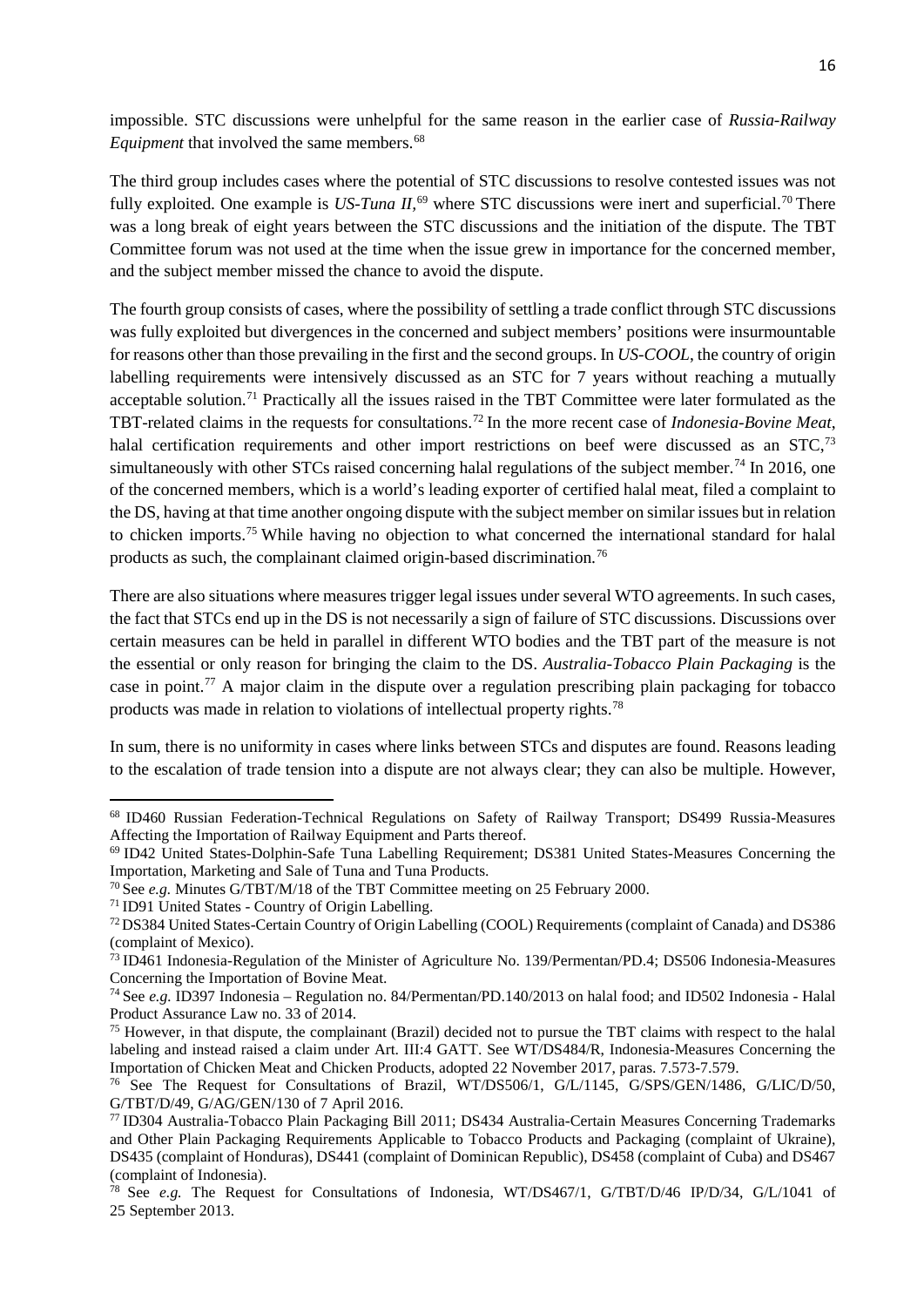impossible. STC discussions were unhelpful for the same reason in the earlier case of *Russia-Railway Equipment* that involved the same members.[68]

The third group includes cases where the potential of STC discussions to resolve contested issues was not fully exploited. One example is *US-Tuna II*,[69] where STC discussions were inert and superficial.[70] There was a long break of eight years between the STC discussions and the initiation of the dispute. The TBT Committee forum was not used at the time when the issue grew in importance for the concerned member, and the subject member missed the chance to avoid the dispute.

The fourth group consists of cases, where the possibility of settling a trade conflict through STC discussions was fully exploited but divergences in the concerned and subject members' positions were insurmountable for reasons other than those prevailing in the first and the second groups. In *US-COOL*, the country of origin labelling requirements were intensively discussed as an STC for 7 years without reaching a mutually acceptable solution.[71] Practically all the issues raised in the TBT Committee were later formulated as the TBT-related claims in the requests for consultations.[72] In the more recent case of *Indonesia-Bovine Meat*, halal certification requirements and other import restrictions on beef were discussed as an STC,[73] simultaneously with other STCs raised concerning halal regulations of the subject member.[74] In 2016, one of the concerned members, which is a world's leading exporter of certified halal meat, filed a complaint to the DS, having at that time another ongoing dispute with the subject member on similar issues but in relation to chicken imports.[75] While having no objection to what concerned the international standard for halal products as such, the complainant claimed origin-based discrimination.[76]

There are also situations where measures trigger legal issues under several WTO agreements. In such cases, the fact that STCs end up in the DS is not necessarily a sign of failure of STC discussions. Discussions over certain measures can be held in parallel in different WTO bodies and the TBT part of the measure is not the essential or only reason for bringing the claim to the DS. *Australia-Tobacco Plain Packaging* is the case in point.[77] A major claim in the dispute over a regulation prescribing plain packaging for tobacco products was made in relation to violations of intellectual property rights.[78]

In sum, there is no uniformity in cases where links between STCs and disputes are found. Reasons leading to the escalation of trade tension into a dispute are not always clear; they can also be multiple. However,

---

[68] ID460 Russian Federation-Technical Regulations on Safety of Railway Transport; DS499 Russia-Measures Affecting the Importation of Railway Equipment and Parts thereof.

[69] ID42 United States-Dolphin-Safe Tuna Labelling Requirement; DS381 United States-Measures Concerning the Importation, Marketing and Sale of Tuna and Tuna Products.

[70] See *e.g.* Minutes G/TBT/M/18 of the TBT Committee meeting on 25 February 2000.

[71] ID91 United States - Country of Origin Labelling.

[72] DS384 United States-Certain Country of Origin Labelling (COOL) Requirements (complaint of Canada) and DS386 (complaint of Mexico).

[73] ID461 Indonesia-Regulation of the Minister of Agriculture No. 139/Permentan/PD.4; DS506 Indonesia-Measures Concerning the Importation of Bovine Meat.

[74] See *e.g.* ID397 Indonesia – Regulation no. 84/Permentan/PD.140/2013 on halal food; and ID502 Indonesia - Halal Product Assurance Law no. 33 of 2014.

[75] However, in that dispute, the complainant (Brazil) decided not to pursue the TBT claims with respect to the halal labeling and instead raised a claim under Art. III:4 GATT. See WT/DS484/R, Indonesia-Measures Concerning the Importation of Chicken Meat and Chicken Products, adopted 22 November 2017, paras. 7.573-7.579.

[76] See The Request for Consultations of Brazil, WT/DS506/1, G/L/1145, G/SPS/GEN/1486, G/LIC/D/50, G/TBT/D/49, G/AG/GEN/130 of 7 April 2016.

[77] ID304 Australia-Tobacco Plain Packaging Bill 2011; DS434 Australia-Certain Measures Concerning Trademarks and Other Plain Packaging Requirements Applicable to Tobacco Products and Packaging (complaint of Ukraine), DS435 (complaint of Honduras), DS441 (complaint of Dominican Republic), DS458 (complaint of Cuba) and DS467 (complaint of Indonesia).

[78] See *e.g.* The Request for Consultations of Indonesia, WT/DS467/1, G/TBT/D/46 IP/D/34, G/L/1041 of 25 September 2013.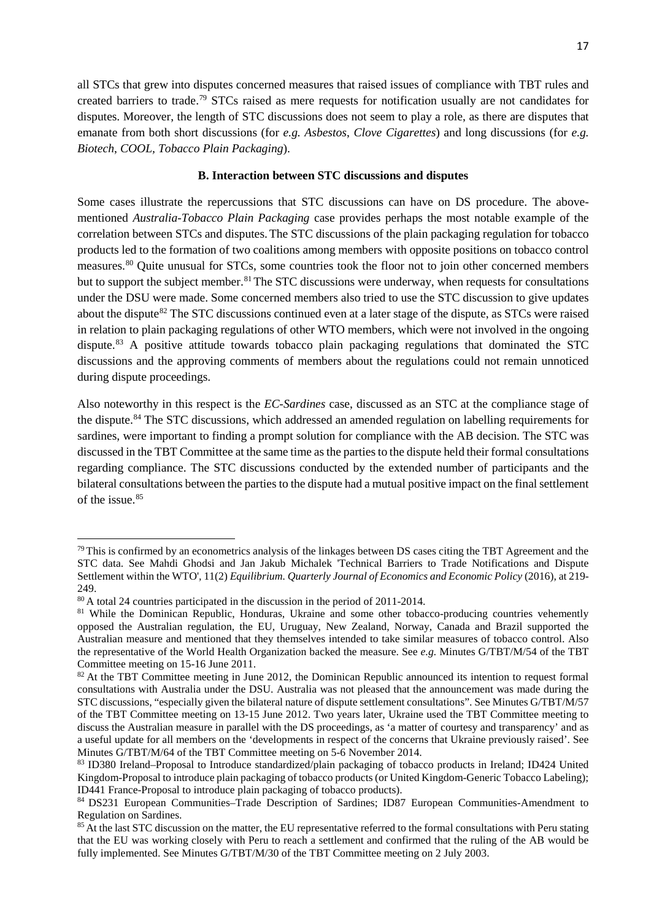all STCs that grew into disputes concerned measures that raised issues of compliance with TBT rules and created barriers to trade.[79] STCs raised as mere requests for notification usually are not candidates for disputes. Moreover, the length of STC discussions does not seem to play a role, as there are disputes that emanate from both short discussions (for *e.g. Asbestos*, *Clove Cigarettes*) and long discussions (for *e.g. Biotech*, *COOL*, *Tobacco Plain Packaging*).

### B. Interaction between STC discussions and disputes

Some cases illustrate the repercussions that STC discussions can have on DS procedure. The above-mentioned *Australia-Tobacco Plain Packaging* case provides perhaps the most notable example of the correlation between STCs and disputes. The STC discussions of the plain packaging regulation for tobacco products led to the formation of two coalitions among members with opposite positions on tobacco control measures.[80] Quite unusual for STCs, some countries took the floor not to join other concerned members but to support the subject member.[81] The STC discussions were underway, when requests for consultations under the DSU were made. Some concerned members also tried to use the STC discussion to give updates about the dispute[82] The STC discussions continued even at a later stage of the dispute, as STCs were raised in relation to plain packaging regulations of other WTO members, which were not involved in the ongoing dispute.[83] A positive attitude towards tobacco plain packaging regulations that dominated the STC discussions and the approving comments of members about the regulations could not remain unnoticed during dispute proceedings.

Also noteworthy in this respect is the *EC-Sardines* case, discussed as an STC at the compliance stage of the dispute.[84] The STC discussions, which addressed an amended regulation on labelling requirements for sardines, were important to finding a prompt solution for compliance with the AB decision. The STC was discussed in the TBT Committee at the same time as the parties to the dispute held their formal consultations regarding compliance. The STC discussions conducted by the extended number of participants and the bilateral consultations between the parties to the dispute had a mutual positive impact on the final settlement of the issue.[85]

---

[79] This is confirmed by an econometrics analysis of the linkages between DS cases citing the TBT Agreement and the STC data. See Mahdi Ghodsi and Jan Jakub Michalek 'Technical Barriers to Trade Notifications and Dispute Settlement within the WTO', 11(2) *Equilibrium. Quarterly Journal of Economics and Economic Policy* (2016), at 219-249.

[80] A total 24 countries participated in the discussion in the period of 2011-2014.

[81] While the Dominican Republic, Honduras, Ukraine and some other tobacco-producing countries vehemently opposed the Australian regulation, the EU, Uruguay, New Zealand, Norway, Canada and Brazil supported the Australian measure and mentioned that they themselves intended to take similar measures of tobacco control. Also the representative of the World Health Organization backed the measure. See *e.g.* Minutes G/TBT/M/54 of the TBT Committee meeting on 15-16 June 2011.

[82] At the TBT Committee meeting in June 2012, the Dominican Republic announced its intention to request formal consultations with Australia under the DSU. Australia was not pleased that the announcement was made during the STC discussions, "especially given the bilateral nature of dispute settlement consultations". See Minutes G/TBT/M/57 of the TBT Committee meeting on 13-15 June 2012. Two years later, Ukraine used the TBT Committee meeting to discuss the Australian measure in parallel with the DS proceedings, as 'a matter of courtesy and transparency' and as a useful update for all members on the 'developments in respect of the concerns that Ukraine previously raised'. See Minutes G/TBT/M/64 of the TBT Committee meeting on 5-6 November 2014.

[83] ID380 Ireland–Proposal to Introduce standardized/plain packaging of tobacco products in Ireland; ID424 United Kingdom-Proposal to introduce plain packaging of tobacco products (or United Kingdom-Generic Tobacco Labeling); ID441 France-Proposal to introduce plain packaging of tobacco products).

[84] DS231 European Communities–Trade Description of Sardines; ID87 European Communities-Amendment to Regulation on Sardines.

[85] At the last STC discussion on the matter, the EU representative referred to the formal consultations with Peru stating that the EU was working closely with Peru to reach a settlement and confirmed that the ruling of the AB would be fully implemented. See Minutes G/TBT/M/30 of the TBT Committee meeting on 2 July 2003.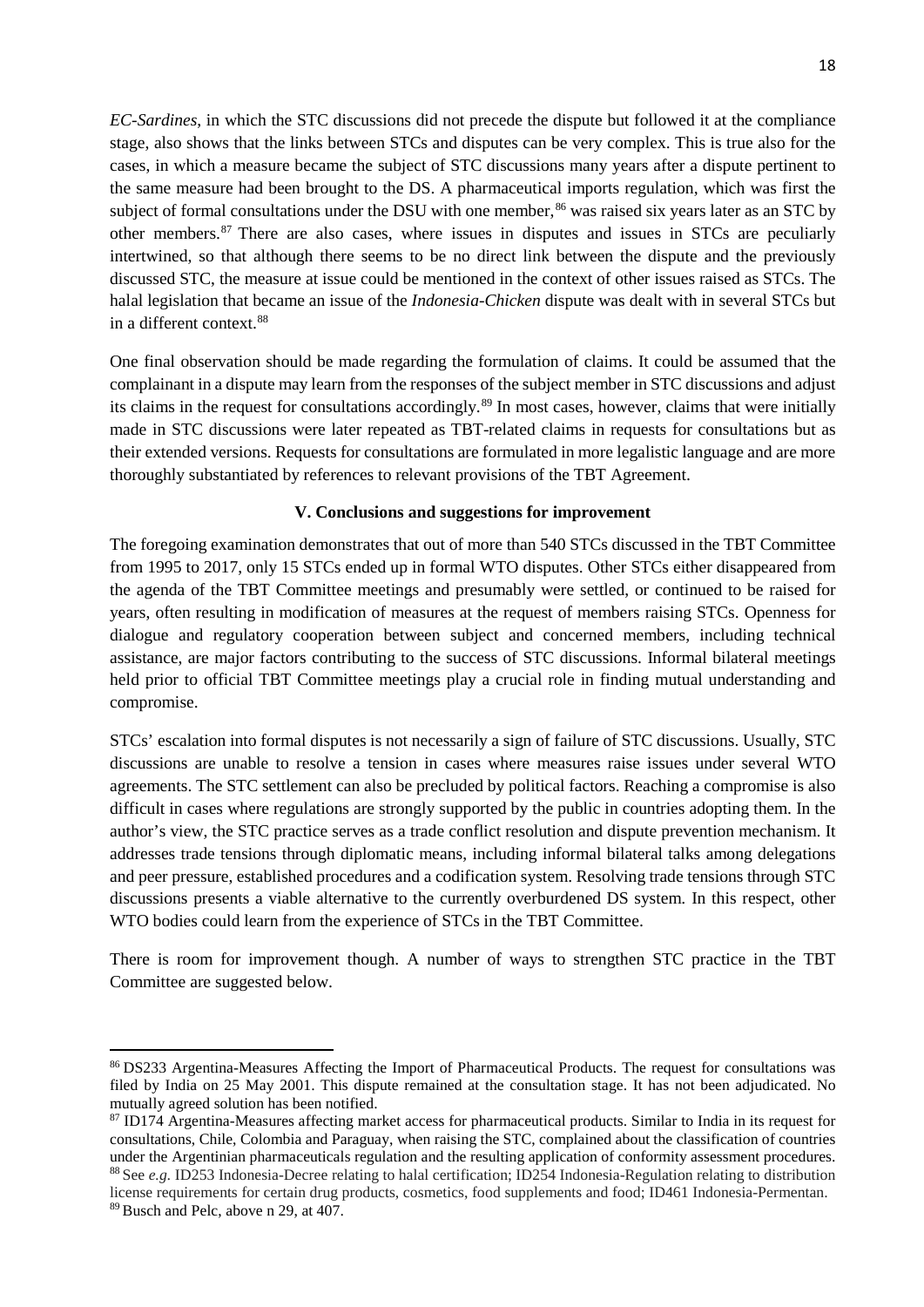*EC-Sardines*, in which the STC discussions did not precede the dispute but followed it at the compliance stage, also shows that the links between STCs and disputes can be very complex. This is true also for the cases, in which a measure became the subject of STC discussions many years after a dispute pertinent to the same measure had been brought to the DS. A pharmaceutical imports regulation, which was first the subject of formal consultations under the DSU with one member,[86] was raised six years later as an STC by other members.[87] There are also cases, where issues in disputes and issues in STCs are peculiarly intertwined, so that although there seems to be no direct link between the dispute and the previously discussed STC, the measure at issue could be mentioned in the context of other issues raised as STCs. The halal legislation that became an issue of the *Indonesia-Chicken* dispute was dealt with in several STCs but in a different context.[88]

One final observation should be made regarding the formulation of claims. It could be assumed that the complainant in a dispute may learn from the responses of the subject member in STC discussions and adjust its claims in the request for consultations accordingly.[89] In most cases, however, claims that were initially made in STC discussions were later repeated as TBT-related claims in requests for consultations but as their extended versions. Requests for consultations are formulated in more legalistic language and are more thoroughly substantiated by references to relevant provisions of the TBT Agreement.

## V. Conclusions and suggestions for improvement

The foregoing examination demonstrates that out of more than 540 STCs discussed in the TBT Committee from 1995 to 2017, only 15 STCs ended up in formal WTO disputes. Other STCs either disappeared from the agenda of the TBT Committee meetings and presumably were settled, or continued to be raised for years, often resulting in modification of measures at the request of members raising STCs. Openness for dialogue and regulatory cooperation between subject and concerned members, including technical assistance, are major factors contributing to the success of STC discussions. Informal bilateral meetings held prior to official TBT Committee meetings play a crucial role in finding mutual understanding and compromise.

STCs' escalation into formal disputes is not necessarily a sign of failure of STC discussions. Usually, STC discussions are unable to resolve a tension in cases where measures raise issues under several WTO agreements. The STC settlement can also be precluded by political factors. Reaching a compromise is also difficult in cases where regulations are strongly supported by the public in countries adopting them. In the author's view, the STC practice serves as a trade conflict resolution and dispute prevention mechanism. It addresses trade tensions through diplomatic means, including informal bilateral talks among delegations and peer pressure, established procedures and a codification system. Resolving trade tensions through STC discussions presents a viable alternative to the currently overburdened DS system. In this respect, other WTO bodies could learn from the experience of STCs in the TBT Committee.

There is room for improvement though. A number of ways to strengthen STC practice in the TBT Committee are suggested below.

---

[86] DS233 Argentina-Measures Affecting the Import of Pharmaceutical Products. The request for consultations was filed by India on 25 May 2001. This dispute remained at the consultation stage. It has not been adjudicated. No mutually agreed solution has been notified.

[87] ID174 Argentina-Measures affecting market access for pharmaceutical products. Similar to India in its request for consultations, Chile, Colombia and Paraguay, when raising the STC, complained about the classification of countries under the Argentinian pharmaceuticals regulation and the resulting application of conformity assessment procedures.

[88] See *e.g.* ID253 Indonesia-Decree relating to halal certification; ID254 Indonesia-Regulation relating to distribution license requirements for certain drug products, cosmetics, food supplements and food; ID461 Indonesia-Permentan.

[89] Busch and Pelc, above n 29, at 407.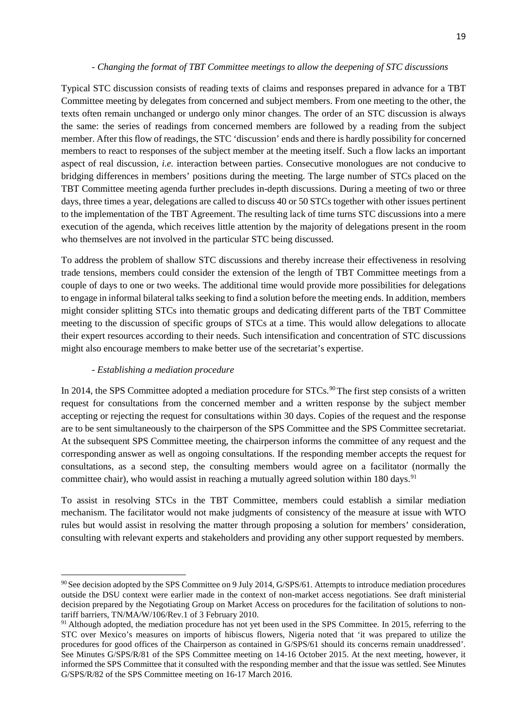*- Changing the format of TBT Committee meetings to allow the deepening of STC discussions*

Typical STC discussion consists of reading texts of claims and responses prepared in advance for a TBT Committee meeting by delegates from concerned and subject members. From one meeting to the other, the texts often remain unchanged or undergo only minor changes. The order of an STC discussion is always the same: the series of readings from concerned members are followed by a reading from the subject member. After this flow of readings, the STC 'discussion' ends and there is hardly possibility for concerned members to react to responses of the subject member at the meeting itself. Such a flow lacks an important aspect of real discussion, *i.e.* interaction between parties. Consecutive monologues are not conducive to bridging differences in members' positions during the meeting. The large number of STCs placed on the TBT Committee meeting agenda further precludes in-depth discussions. During a meeting of two or three days, three times a year, delegations are called to discuss 40 or 50 STCs together with other issues pertinent to the implementation of the TBT Agreement. The resulting lack of time turns STC discussions into a mere execution of the agenda, which receives little attention by the majority of delegations present in the room who themselves are not involved in the particular STC being discussed.

To address the problem of shallow STC discussions and thereby increase their effectiveness in resolving trade tensions, members could consider the extension of the length of TBT Committee meetings from a couple of days to one or two weeks. The additional time would provide more possibilities for delegations to engage in informal bilateral talks seeking to find a solution before the meeting ends. In addition, members might consider splitting STCs into thematic groups and dedicating different parts of the TBT Committee meeting to the discussion of specific groups of STCs at a time. This would allow delegations to allocate their expert resources according to their needs. Such intensification and concentration of STC discussions might also encourage members to make better use of the secretariat's expertise.

*- Establishing a mediation procedure*

In 2014, the SPS Committee adopted a mediation procedure for STCs.[90] The first step consists of a written request for consultations from the concerned member and a written response by the subject member accepting or rejecting the request for consultations within 30 days. Copies of the request and the response are to be sent simultaneously to the chairperson of the SPS Committee and the SPS Committee secretariat. At the subsequent SPS Committee meeting, the chairperson informs the committee of any request and the corresponding answer as well as ongoing consultations. If the responding member accepts the request for consultations, as a second step, the consulting members would agree on a facilitator (normally the committee chair), who would assist in reaching a mutually agreed solution within 180 days.[91]

To assist in resolving STCs in the TBT Committee, members could establish a similar mediation mechanism. The facilitator would not make judgments of consistency of the measure at issue with WTO rules but would assist in resolving the matter through proposing a solution for members' consideration, consulting with relevant experts and stakeholders and providing any other support requested by members.

---

[90] See decision adopted by the SPS Committee on 9 July 2014, G/SPS/61. Attempts to introduce mediation procedures outside the DSU context were earlier made in the context of non-market access negotiations. See draft ministerial decision prepared by the Negotiating Group on Market Access on procedures for the facilitation of solutions to non-tariff barriers, TN/MA/W/106/Rev.1 of 3 February 2010.

[91] Although adopted, the mediation procedure has not yet been used in the SPS Committee. In 2015, referring to the STC over Mexico's measures on imports of hibiscus flowers, Nigeria noted that 'it was prepared to utilize the procedures for good offices of the Chairperson as contained in G/SPS/61 should its concerns remain unaddressed'. See Minutes G/SPS/R/81 of the SPS Committee meeting on 14-16 October 2015. At the next meeting, however, it informed the SPS Committee that it consulted with the responding member and that the issue was settled. See Minutes G/SPS/R/82 of the SPS Committee meeting on 16-17 March 2016.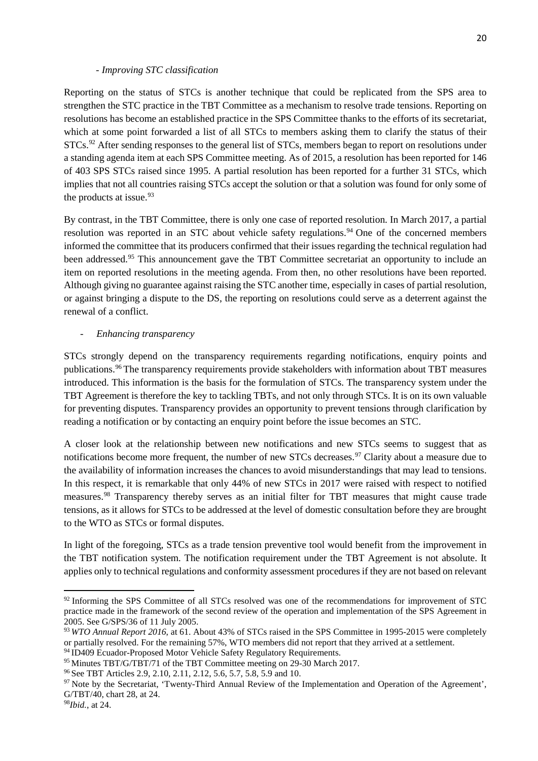*- Improving STC classification*

Reporting on the status of STCs is another technique that could be replicated from the SPS area to strengthen the STC practice in the TBT Committee as a mechanism to resolve trade tensions. Reporting on resolutions has become an established practice in the SPS Committee thanks to the efforts of its secretariat, which at some point forwarded a list of all STCs to members asking them to clarify the status of their STCs.[92] After sending responses to the general list of STCs, members began to report on resolutions under a standing agenda item at each SPS Committee meeting. As of 2015, a resolution has been reported for 146 of 403 SPS STCs raised since 1995. A partial resolution has been reported for a further 31 STCs, which implies that not all countries raising STCs accept the solution or that a solution was found for only some of the products at issue.[93]

By contrast, in the TBT Committee, there is only one case of reported resolution. In March 2017, a partial resolution was reported in an STC about vehicle safety regulations.[94] One of the concerned members informed the committee that its producers confirmed that their issues regarding the technical regulation had been addressed.[95] This announcement gave the TBT Committee secretariat an opportunity to include an item on reported resolutions in the meeting agenda. From then, no other resolutions have been reported. Although giving no guarantee against raising the STC another time, especially in cases of partial resolution, or against bringing a dispute to the DS, the reporting on resolutions could serve as a deterrent against the renewal of a conflict.

- *Enhancing transparency*

STCs strongly depend on the transparency requirements regarding notifications, enquiry points and publications.[96] The transparency requirements provide stakeholders with information about TBT measures introduced. This information is the basis for the formulation of STCs. The transparency system under the TBT Agreement is therefore the key to tackling TBTs, and not only through STCs. It is on its own valuable for preventing disputes. Transparency provides an opportunity to prevent tensions through clarification by reading a notification or by contacting an enquiry point before the issue becomes an STC.

A closer look at the relationship between new notifications and new STCs seems to suggest that as notifications become more frequent, the number of new STCs decreases.[97] Clarity about a measure due to the availability of information increases the chances to avoid misunderstandings that may lead to tensions. In this respect, it is remarkable that only 44% of new STCs in 2017 were raised with respect to notified measures.[98] Transparency thereby serves as an initial filter for TBT measures that might cause trade tensions, as it allows for STCs to be addressed at the level of domestic consultation before they are brought to the WTO as STCs or formal disputes.

In light of the foregoing, STCs as a trade tension preventive tool would benefit from the improvement in the TBT notification system. The notification requirement under the TBT Agreement is not absolute. It applies only to technical regulations and conformity assessment procedures if they are not based on relevant

---

[92] Informing the SPS Committee of all STCs resolved was one of the recommendations for improvement of STC practice made in the framework of the second review of the operation and implementation of the SPS Agreement in 2005. See G/SPS/36 of 11 July 2005.

[93] *WTO Annual Report 2016*, at 61. About 43% of STCs raised in the SPS Committee in 1995-2015 were completely or partially resolved. For the remaining 57%, WTO members did not report that they arrived at a settlement.

[94] ID409 Ecuador-Proposed Motor Vehicle Safety Regulatory Requirements.

[95] Minutes TBT/G/TBT/71 of the TBT Committee meeting on 29-30 March 2017.

[96] See TBT Articles 2.9, 2.10, 2.11, 2.12, 5.6, 5.7, 5.8, 5.9 and 10.

[97] Note by the Secretariat, 'Twenty-Third Annual Review of the Implementation and Operation of the Agreement', G/TBT/40, chart 28, at 24.

[98] *Ibid.*, at 24.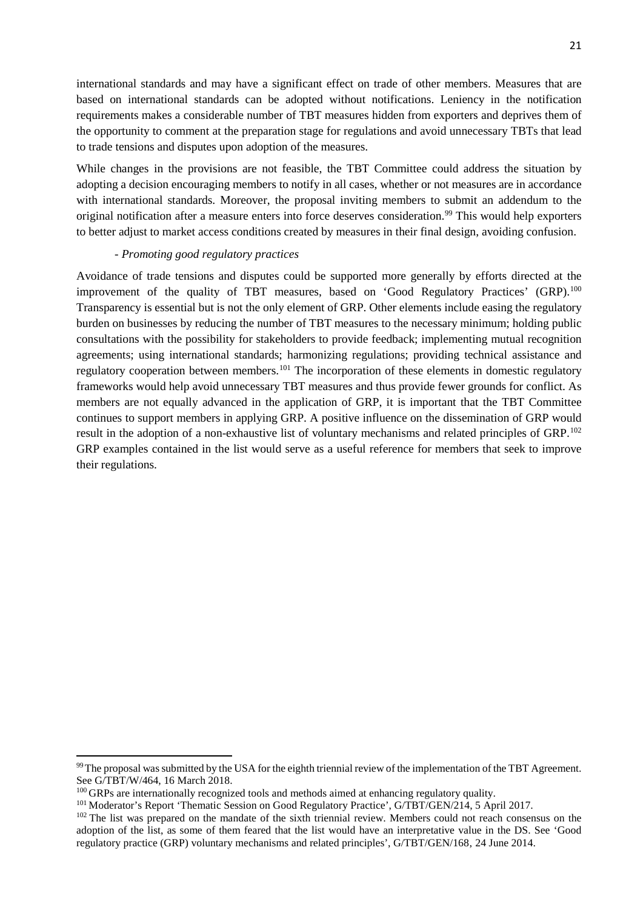international standards and may have a significant effect on trade of other members. Measures that are based on international standards can be adopted without notifications. Leniency in the notification requirements makes a considerable number of TBT measures hidden from exporters and deprives them of the opportunity to comment at the preparation stage for regulations and avoid unnecessary TBTs that lead to trade tensions and disputes upon adoption of the measures.

While changes in the provisions are not feasible, the TBT Committee could address the situation by adopting a decision encouraging members to notify in all cases, whether or not measures are in accordance with international standards. Moreover, the proposal inviting members to submit an addendum to the original notification after a measure enters into force deserves consideration.[99] This would help exporters to better adjust to market access conditions created by measures in their final design, avoiding confusion.

- *Promoting good regulatory practices*

Avoidance of trade tensions and disputes could be supported more generally by efforts directed at the improvement of the quality of TBT measures, based on 'Good Regulatory Practices' (GRP).[100] Transparency is essential but is not the only element of GRP. Other elements include easing the regulatory burden on businesses by reducing the number of TBT measures to the necessary minimum; holding public consultations with the possibility for stakeholders to provide feedback; implementing mutual recognition agreements; using international standards; harmonizing regulations; providing technical assistance and regulatory cooperation between members.[101] The incorporation of these elements in domestic regulatory frameworks would help avoid unnecessary TBT measures and thus provide fewer grounds for conflict. As members are not equally advanced in the application of GRP, it is important that the TBT Committee continues to support members in applying GRP. A positive influence on the dissemination of GRP would result in the adoption of a non-exhaustive list of voluntary mechanisms and related principles of GRP.[102] GRP examples contained in the list would serve as a useful reference for members that seek to improve their regulations.

[99] The proposal was submitted by the USA for the eighth triennial review of the implementation of the TBT Agreement. See G/TBT/W/464, 16 March 2018.

[100] GRPs are internationally recognized tools and methods aimed at enhancing regulatory quality.

[101] Moderator's Report 'Thematic Session on Good Regulatory Practice', G/TBT/GEN/214, 5 April 2017.

[102] The list was prepared on the mandate of the sixth triennial review. Members could not reach consensus on the adoption of the list, as some of them feared that the list would have an interpretative value in the DS. See 'Good regulatory practice (GRP) voluntary mechanisms and related principles', G/TBT/GEN/168, 24 June 2014.